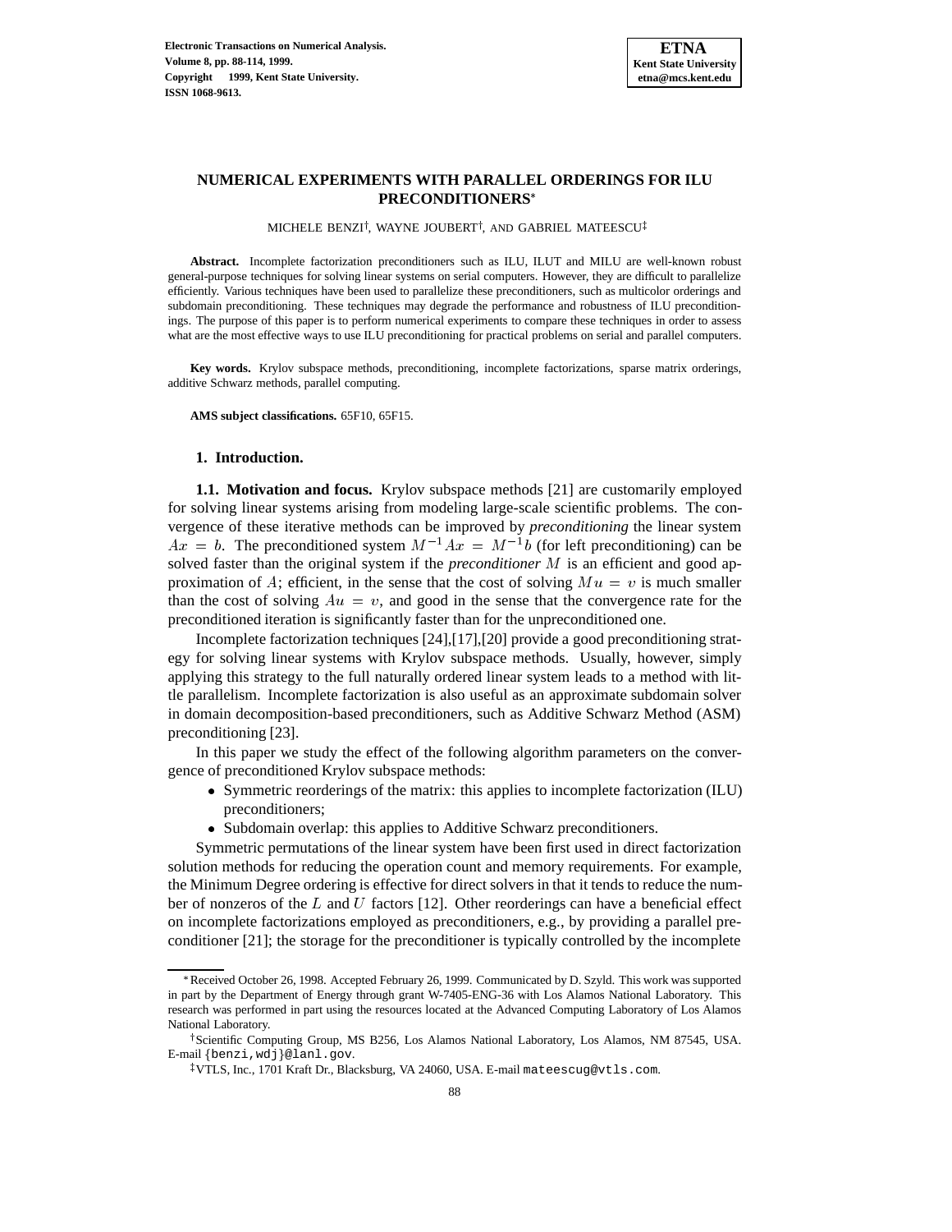# NUMERICAL EXPERIMENTS WITH PARALLEL ORDERINGS FOR ILU PRECONDITIONERS*

MICHELE BENZI†, WAYNE JOUBERT†, AND GABRIEL MATEESCU‡

**Abstract.** Incomplete factorization preconditioners such as ILU, ILUT and MILU are well-known robust general-purpose techniques for solving linear systems on serial computers. However, they are difficult to parallelize efficiently. Various techniques have been used to parallelize these preconditioners, such as multicolor orderings and subdomain preconditioning. These techniques may degrade the performance and robustness of ILU preconditionings. The purpose of this paper is to perform numerical experiments to compare these techniques in order to assess what are the most effective ways to use ILU preconditioning for practical problems on serial and parallel computers.

**Key words.** Krylov subspace methods, preconditioning, incomplete factorizations, sparse matrix orderings, additive Schwarz methods, parallel computing.

**AMS subject classifications.** 65F10, 65F15.

## 1. Introduction.

### 1.1. Motivation and focus.

Krylov subspace methods [21] are customarily employed for solving linear systems arising from modeling large-scale scientific problems. The convergence of these iterative methods can be improved by *preconditioning* the linear system $Ax = b$. The preconditioned system $M^{-1}Ax = M^{-1}b$ (for left preconditioning) can be solved faster than the original system if the *preconditioner* $M$ is an efficient and good approximation of $A$; efficient, in the sense that the cost of solving $Mu = v$ is much smaller than the cost of solving $Au = v$, and good in the sense that the convergence rate for the preconditioned iteration is significantly faster than for the unpreconditioned one.

Incomplete factorization techniques [24],[17],[20] provide a good preconditioning strategy for solving linear systems with Krylov subspace methods. Usually, however, simply applying this strategy to the full naturally ordered linear system leads to a method with little parallelism. Incomplete factorization is also useful as an approximate subdomain solver in domain decomposition-based preconditioners, such as Additive Schwarz Method (ASM) preconditioning [23].

In this paper we study the effect of the following algorithm parameters on the convergence of preconditioned Krylov subspace methods:

- Symmetric reorderings of the matrix: this applies to incomplete factorization (ILU) preconditioners;
- Subdomain overlap: this applies to Additive Schwarz preconditioners.

Symmetric permutations of the linear system have been first used in direct factorization solution methods for reducing the operation count and memory requirements. For example, the Minimum Degree ordering is effective for direct solvers in that it tends to reduce the number of nonzeros of the $L$ and $U$ factors [12]. Other reorderings can have a beneficial effect on incomplete factorizations employed as preconditioners, e.g., by providing a parallel preconditioner [21]; the storage for the preconditioner is typically controlled by the incomplete

---

*Received October 26, 1998. Accepted February 26, 1999. Communicated by D. Szyld. This work was supported in part by the Department of Energy through grant W-7405-ENG-36 with Los Alamos National Laboratory. This research was performed in part using the resources located at the Advanced Computing Laboratory of Los Alamos National Laboratory.

†Scientific Computing Group, MS B256, Los Alamos National Laboratory, Los Alamos, NM 87545, USA. E-mail {benzi,wdj}@lanl.gov.

‡VTLS, Inc., 1701 Kraft Dr., Blacksburg, VA 24060, USA. E-mail mateescug@vtls.com.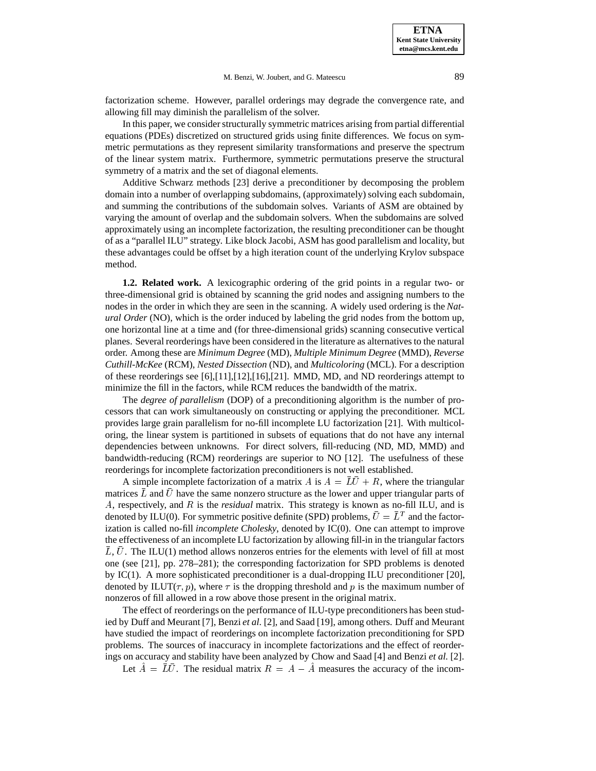factorization scheme. However, parallel orderings may degrade the convergence rate, and allowing fill may diminish the parallelism of the solver.

In this paper, we consider structurally symmetric matrices arising from partial differential equations (PDEs) discretized on structured grids using finite differences. We focus on symmetric permutations as they represent similarity transformations and preserve the spectrum of the linear system matrix. Furthermore, symmetric permutations preserve the structural symmetry of a matrix and the set of diagonal elements.

Additive Schwarz methods [23] derive a preconditioner by decomposing the problem domain into a number of overlapping subdomains, (approximately) solving each subdomain, and summing the contributions of the subdomain solves. Variants of ASM are obtained by varying the amount of overlap and the subdomain solvers. When the subdomains are solved approximately using an incomplete factorization, the resulting preconditioner can be thought of as a "parallel ILU" strategy. Like block Jacobi, ASM has good parallelism and locality, but these advantages could be offset by a high iteration count of the underlying Krylov subspace method.

**1.2. Related work.** A lexicographic ordering of the grid points in a regular two- or three-dimensional grid is obtained by scanning the grid nodes and assigning numbers to the nodes in the order in which they are seen in the scanning. A widely used ordering is the *Natural Order* (NO), which is the order induced by labeling the grid nodes from the bottom up, one horizontal line at a time and (for three-dimensional grids) scanning consecutive vertical planes. Several reorderings have been considered in the literature as alternatives to the natural order. Among these are *Minimum Degree* (MD), *Multiple Minimum Degree* (MMD), *Reverse Cuthill-McKee* (RCM), *Nested Dissection* (ND), and *Multicoloring* (MCL). For a description of these reorderings see [6],[11],[12],[16],[21]. MMD, MD, and ND reorderings attempt to minimize the fill in the factors, while RCM reduces the bandwidth of the matrix.

The *degree of parallelism* (DOP) of a preconditioning algorithm is the number of processors that can work simultaneously on constructing or applying the preconditioner. MCL provides large grain parallelism for no-fill incomplete LU factorization [21]. With multicoloring, the linear system is partitioned in subsets of equations that do not have any internal dependencies between unknowns. For direct solvers, fill-reducing (ND, MD, MMD) and bandwidth-reducing (RCM) reorderings are superior to NO [12]. The usefulness of these reorderings for incomplete factorization preconditioners is not well established.

A simple incomplete factorization of a matrix $A$ is $A = \bar{L}\bar{U} + R$, where the triangular matrices $\bar{L}$ and $\bar{U}$ have the same nonzero structure as the lower and upper triangular parts of $A$, respectively, and $R$ is the *residual* matrix. This strategy is known as no-fill ILU, and is denoted by ILU(0). For symmetric positive definite (SPD) problems, $\bar{U} = \bar{L}^T$ and the factorization is called no-fill *incomplete Cholesky*, denoted by IC(0). One can attempt to improve the effectiveness of an incomplete LU factorization by allowing fill-in in the triangular factors $\bar{L}, \bar{U}$. The ILU(1) method allows nonzeros entries for the elements with level of fill at most one (see [21], pp. 278–281); the corresponding factorization for SPD problems is denoted by IC(1). A more sophisticated preconditioner is a dual-dropping ILU preconditioner [20], denoted by ILUT($\tau, p$), where $\tau$ is the dropping threshold and $p$ is the maximum number of nonzeros of fill allowed in a row above those present in the original matrix.

The effect of reorderings on the performance of ILU-type preconditioners has been studied by Duff and Meurant [7], Benzi *et al.* [2], and Saad [19], among others. Duff and Meurant have studied the impact of reorderings on incomplete factorization preconditioning for SPD problems. The sources of inaccuracy in incomplete factorizations and the effect of reorderings on accuracy and stability have been analyzed by Chow and Saad [4] and Benzi *et al.* [2].

Let $\hat{A} = \bar{L}\bar{U}$. The residual matrix $R = A - \hat{A}$ measures the accuracy of the incom-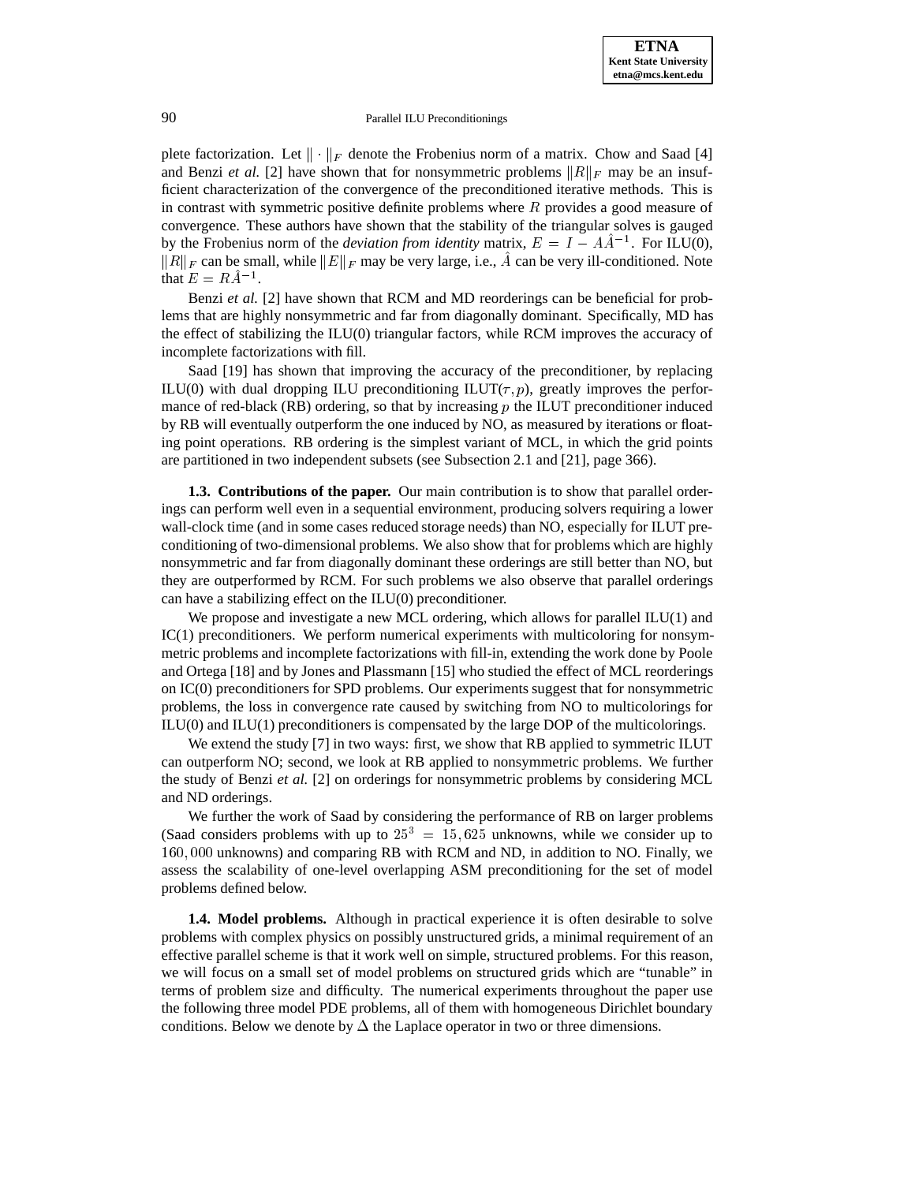plete factorization. Let $\|\cdot\|_F$ denote the Frobenius norm of a matrix. Chow and Saad [4] and Benzi *et al.* [2] have shown that for nonsymmetric problems $\|R\|_F$ may be an insufficient characterization of the convergence of the preconditioned iterative methods. This is in contrast with symmetric positive definite problems where $R$ provides a good measure of convergence. These authors have shown that the stability of the triangular solves is gauged by the Frobenius norm of the *deviation from identity* matrix, $E = I - A\hat{A}^{-1}$. For ILU(0), $\|R\|_F$ can be small, while $\|E\|_F$ may be very large, i.e., $\hat{A}$ can be very ill-conditioned. Note that $E = R\hat{A}^{-1}$.

Benzi *et al.* [2] have shown that RCM and MD reorderings can be beneficial for problems that are highly nonsymmetric and far from diagonally dominant. Specifically, MD has the effect of stabilizing the ILU(0) triangular factors, while RCM improves the accuracy of incomplete factorizations with fill.

Saad [19] has shown that improving the accuracy of the preconditioner, by replacing ILU(0) with dual dropping ILU preconditioning ILUT($\tau, p$), greatly improves the performance of red-black (RB) ordering, so that by increasing $p$ the ILUT preconditioner induced by RB will eventually outperform the one induced by NO, as measured by iterations or floating point operations. RB ordering is the simplest variant of MCL, in which the grid points are partitioned in two independent subsets (see Subsection 2.1 and [21], page 366).

**1.3. Contributions of the paper.** Our main contribution is to show that parallel orderings can perform well even in a sequential environment, producing solvers requiring a lower wall-clock time (and in some cases reduced storage needs) than NO, especially for ILUT preconditioning of two-dimensional problems. We also show that for problems which are highly nonsymmetric and far from diagonally dominant these orderings are still better than NO, but they are outperformed by RCM. For such problems we also observe that parallel orderings can have a stabilizing effect on the ILU(0) preconditioner.

We propose and investigate a new MCL ordering, which allows for parallel ILU(1) and IC(1) preconditioners. We perform numerical experiments with multicoloring for nonsymmetric problems and incomplete factorizations with fill-in, extending the work done by Poole and Ortega [18] and by Jones and Plassmann [15] who studied the effect of MCL reorderings on IC(0) preconditioners for SPD problems. Our experiments suggest that for nonsymmetric problems, the loss in convergence rate caused by switching from NO to multicolorings for ILU(0) and ILU(1) preconditioners is compensated by the large DOP of the multicolorings.

We extend the study [7] in two ways: first, we show that RB applied to symmetric ILUT can outperform NO; second, we look at RB applied to nonsymmetric problems. We further the study of Benzi *et al.* [2] on orderings for nonsymmetric problems by considering MCL and ND orderings.

We further the work of Saad by considering the performance of RB on larger problems (Saad considers problems with up to $25^3 = 15,625$ unknowns, while we consider up to $160,000$ unknowns) and comparing RB with RCM and ND, in addition to NO. Finally, we assess the scalability of one-level overlapping ASM preconditioning for the set of model problems defined below.

**1.4. Model problems.** Although in practical experience it is often desirable to solve problems with complex physics on possibly unstructured grids, a minimal requirement of an effective parallel scheme is that it work well on simple, structured problems. For this reason, we will focus on a small set of model problems on structured grids which are "tunable" in terms of problem size and difficulty. The numerical experiments throughout the paper use the following three model PDE problems, all of them with homogeneous Dirichlet boundary conditions. Below we denote by $\Delta$ the Laplace operator in two or three dimensions.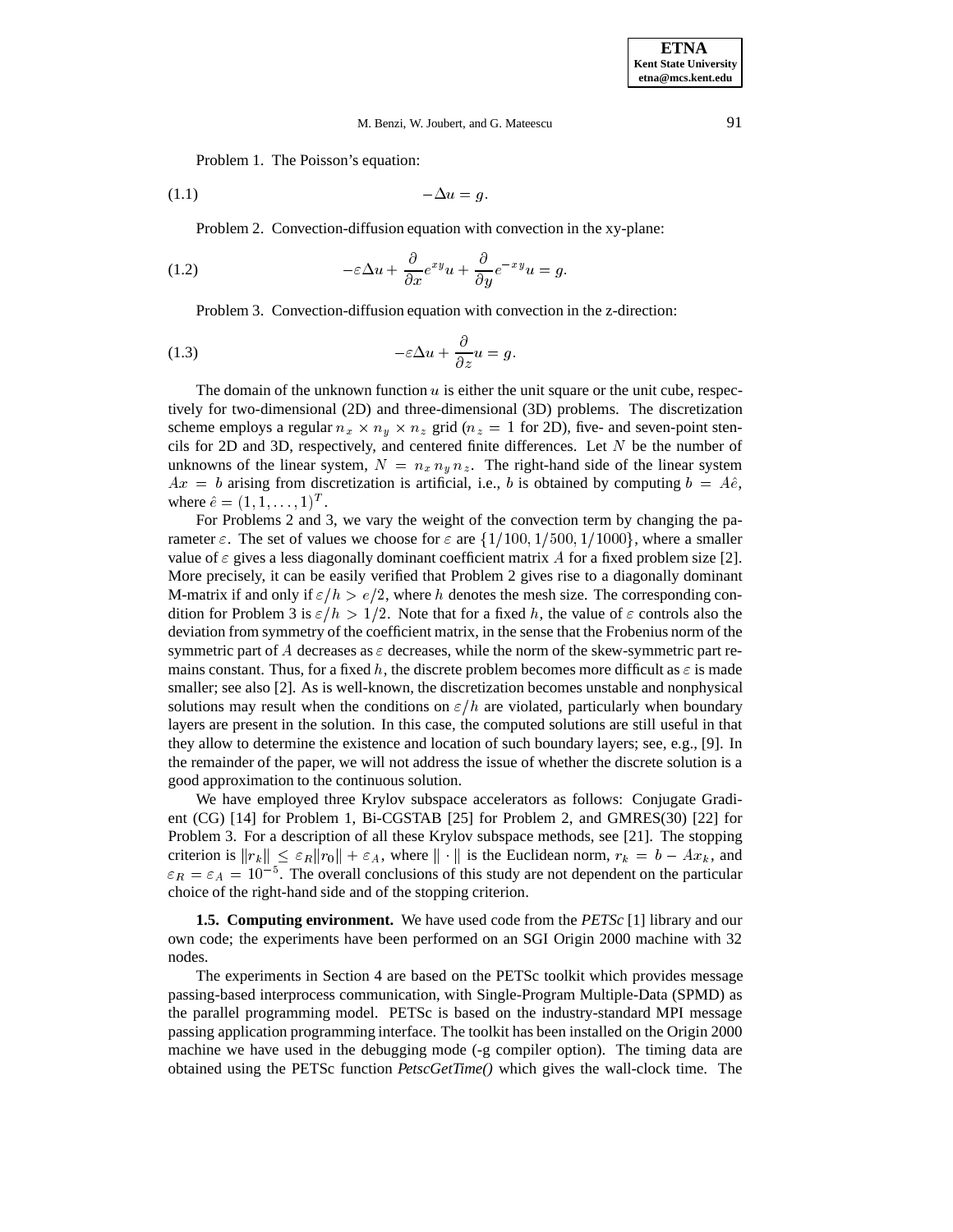Problem 1. The Poisson's equation:

$$-\Delta u = g. \tag{1.1}$$

Problem 2. Convection-diffusion equation with convection in the xy-plane:

$$-\varepsilon \Delta u + \frac{\partial}{\partial x} e^{xy} u + \frac{\partial}{\partial y} e^{-xy} u = g. \tag{1.2}$$

Problem 3. Convection-diffusion equation with convection in the z-direction:

$$-\varepsilon \Delta u + \frac{\partial}{\partial z} u = g. \tag{1.3}$$

The domain of the unknown function $u$ is either the unit square or the unit cube, respectively for two-dimensional (2D) and three-dimensional (3D) problems. The discretization scheme employs a regular $n_x \times n_y \times n_z$ grid ($n_z = 1$ for 2D), five- and seven-point stencils for 2D and 3D, respectively, and centered finite differences. Let $N$ be the number of unknowns of the linear system, $N = n_x n_y n_z$. The right-hand side of the linear system $Ax = b$ arising from discretization is artificial, i.e., $b$ is obtained by computing $b = A\hat{e}$, where $\hat{e} = (1, 1, \ldots, 1)^T$.

For Problems 2 and 3, we vary the weight of the convection term by changing the parameter $\varepsilon$. The set of values we choose for $\varepsilon$ are $\{1/100, 1/500, 1/1000\}$, where a smaller value of $\varepsilon$ gives a less diagonally dominant coefficient matrix $A$ for a fixed problem size [2]. More precisely, it can be easily verified that Problem 2 gives rise to a diagonally dominant M-matrix if and only if $\varepsilon/h > e/2$, where $h$ denotes the mesh size. The corresponding condition for Problem 3 is $\varepsilon/h > 1/2$. Note that for a fixed $h$, the value of $\varepsilon$ controls also the deviation from symmetry of the coefficient matrix, in the sense that the Frobenius norm of the symmetric part of $A$ decreases as $\varepsilon$ decreases, while the norm of the skew-symmetric part remains constant. Thus, for a fixed $h$, the discrete problem becomes more difficult as $\varepsilon$ is made smaller; see also [2]. As is well-known, the discretization becomes unstable and nonphysical solutions may result when the conditions on $\varepsilon/h$ are violated, particularly when boundary layers are present in the solution. In this case, the computed solutions are still useful in that they allow to determine the existence and location of such boundary layers; see, e.g., [9]. In the remainder of the paper, we will not address the issue of whether the discrete solution is a good approximation to the continuous solution.

We have employed three Krylov subspace accelerators as follows: Conjugate Gradient (CG) [14] for Problem 1, Bi-CGSTAB [25] for Problem 2, and GMRES(30) [22] for Problem 3. For a description of all these Krylov subspace methods, see [21]. The stopping criterion is $\|r_k\| \leq \varepsilon_R \|r_0\| + \varepsilon_A$, where $\|\cdot\|$ is the Euclidean norm, $r_k = b - Ax_k$, and $\varepsilon_R = \varepsilon_A = 10^{-5}$. The overall conclusions of this study are not dependent on the particular choice of the right-hand side and of the stopping criterion.

**1.5. Computing environment.** We have used code from the *PETSc* [1] library and our own code; the experiments have been performed on an SGI Origin 2000 machine with 32 nodes.

The experiments in Section 4 are based on the PETSc toolkit which provides message passing-based interprocess communication, with Single-Program Multiple-Data (SPMD) as the parallel programming model. PETSc is based on the industry-standard MPI message passing application programming interface. The toolkit has been installed on the Origin 2000 machine we have used in the debugging mode (-g compiler option). The timing data are obtained using the PETSc function *PetscGetTime()* which gives the wall-clock time. The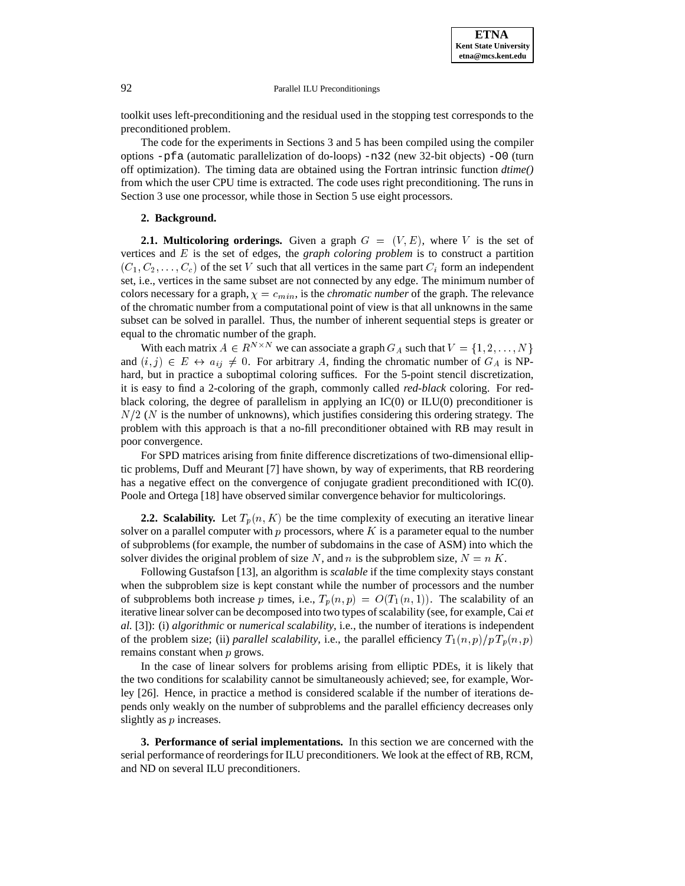toolkit uses left-preconditioning and the residual used in the stopping test corresponds to the preconditioned problem.

The code for the experiments in Sections 3 and 5 has been compiled using the compiler options `-pfa` (automatic parallelization of do-loops) `-n32` (new 32-bit objects) `-O0` (turn off optimization). The timing data are obtained using the Fortran intrinsic function *dtime()* from which the user CPU time is extracted. The code uses right preconditioning. The runs in Section 3 use one processor, while those in Section 5 use eight processors.

## 2. Background.

**2.1. Multicoloring orderings.** Given a graph $G = (V, E)$, where $V$ is the set of vertices and $E$ is the set of edges, the *graph coloring problem* is to construct a partition $(C_1, C_2, \ldots, C_c)$ of the set $V$ such that all vertices in the same part $C_i$ form an independent set, i.e., vertices in the same subset are not connected by any edge. The minimum number of colors necessary for a graph, $\chi = c_{min}$, is the *chromatic number* of the graph. The relevance of the chromatic number from a computational point of view is that all unknowns in the same subset can be solved in parallel. Thus, the number of inherent sequential steps is greater or equal to the chromatic number of the graph.

With each matrix $A \in R^{N \times N}$ we can associate a graph $G_A$ such that $V = \{1, 2, \ldots, N\}$ and $(i, j) \in E \leftrightarrow a_{ij} \neq 0$. For arbitrary $A$, finding the chromatic number of $G_A$ is NP-hard, but in practice a suboptimal coloring suffices. For the 5-point stencil discretization, it is easy to find a 2-coloring of the graph, commonly called *red-black* coloring. For red-black coloring, the degree of parallelism in applying an IC(0) or ILU(0) preconditioner is $N/2$ ($N$ is the number of unknowns), which justifies considering this ordering strategy. The problem with this approach is that a no-fill preconditioner obtained with RB may result in poor convergence.

For SPD matrices arising from finite difference discretizations of two-dimensional elliptic problems, Duff and Meurant [7] have shown, by way of experiments, that RB reordering has a negative effect on the convergence of conjugate gradient preconditioned with IC(0). Poole and Ortega [18] have observed similar convergence behavior for multicolorings.

**2.2. Scalability.** Let $T_p(n, K)$ be the time complexity of executing an iterative linear solver on a parallel computer with $p$ processors, where $K$ is a parameter equal to the number of subproblems (for example, the number of subdomains in the case of ASM) into which the solver divides the original problem of size $N$, and $n$ is the subproblem size, $N = n\,K$.

Following Gustafson [13], an algorithm is *scalable* if the time complexity stays constant when the subproblem size is kept constant while the number of processors and the number of subproblems both increase $p$ times, i.e., $T_p(n, p) = O(T_1(n, 1))$. The scalability of an iterative linear solver can be decomposed into two types of scalability (see, for example, Cai *et al.* [3]): (i) *algorithmic* or *numerical scalability*, i.e., the number of iterations is independent of the problem size; (ii) *parallel scalability*, i.e., the parallel efficiency $T_1(n, p)/pT_p(n, p)$ remains constant when $p$ grows.

In the case of linear solvers for problems arising from elliptic PDEs, it is likely that the two conditions for scalability cannot be simultaneously achieved; see, for example, Worley [26]. Hence, in practice a method is considered scalable if the number of iterations depends only weakly on the number of subproblems and the parallel efficiency decreases only slightly as $p$ increases.

## 3. Performance of serial implementations.

In this section we are concerned with the serial performance of reorderings for ILU preconditioners. We look at the effect of RB, RCM, and ND on several ILU preconditioners.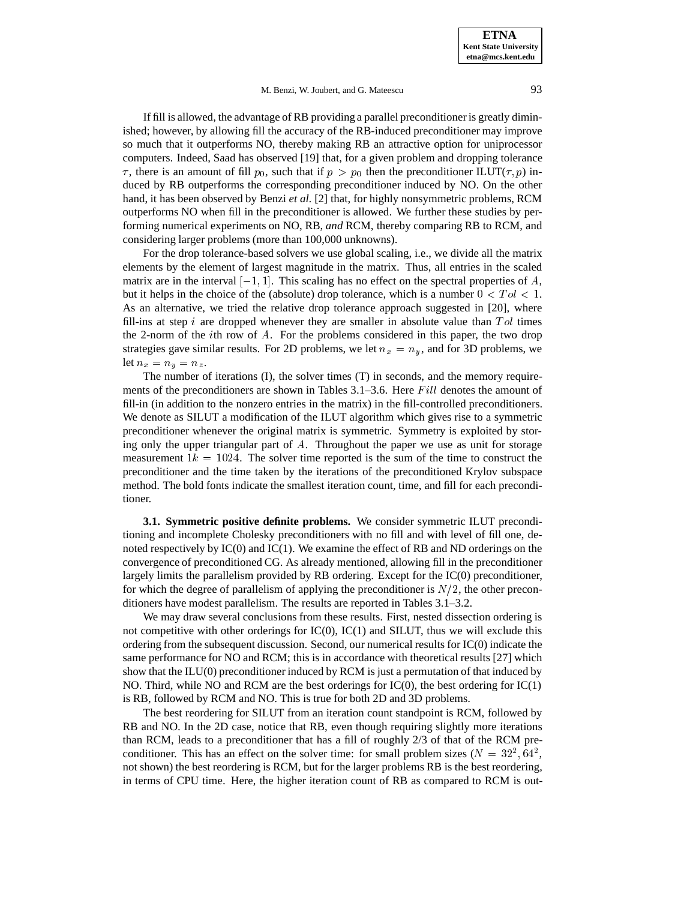If fill is allowed, the advantage of RB providing a parallel preconditioner is greatly diminished; however, by allowing fill the accuracy of the RB-induced preconditioner may improve so much that it outperforms NO, thereby making RB an attractive option for uniprocessor computers. Indeed, Saad has observed [19] that, for a given problem and dropping tolerance $\tau$, there is an amount of fill $p_0$, such that if $p > p_0$ then the preconditioner ILUT($\tau, p$) induced by RB outperforms the corresponding preconditioner induced by NO. On the other hand, it has been observed by Benzi *et al.* [2] that, for highly nonsymmetric problems, RCM outperforms NO when fill in the preconditioner is allowed. We further these studies by performing numerical experiments on NO, RB, *and* RCM, thereby comparing RB to RCM, and considering larger problems (more than 100,000 unknowns).

For the drop tolerance-based solvers we use global scaling, i.e., we divide all the matrix elements by the element of largest magnitude in the matrix. Thus, all entries in the scaled matrix are in the interval $[-1, 1]$. This scaling has no effect on the spectral properties of $A$, but it helps in the choice of the (absolute) drop tolerance, which is a number $0 < Tol < 1$. As an alternative, we tried the relative drop tolerance approach suggested in [20], where fill-ins at step $i$ are dropped whenever they are smaller in absolute value than $Tol$ times the 2-norm of the $i$th row of $A$. For the problems considered in this paper, the two drop strategies gave similar results. For 2D problems, we let $n_x = n_y$, and for 3D problems, we let $n_x = n_y = n_z$.

The number of iterations (I), the solver times (T) in seconds, and the memory requirements of the preconditioners are shown in Tables 3.1–3.6. Here $Fill$ denotes the amount of fill-in (in addition to the nonzero entries in the matrix) in the fill-controlled preconditioners. We denote as SILUT a modification of the ILUT algorithm which gives rise to a symmetric preconditioner whenever the original matrix is symmetric. Symmetry is exploited by storing only the upper triangular part of $A$. Throughout the paper we use as unit for storage measurement $1k = 1024$. The solver time reported is the sum of the time to construct the preconditioner and the time taken by the iterations of the preconditioned Krylov subspace method. The bold fonts indicate the smallest iteration count, time, and fill for each preconditioner.

**3.1. Symmetric positive definite problems.** We consider symmetric ILUT preconditioning and incomplete Cholesky preconditioners with no fill and with level of fill one, denoted respectively by IC(0) and IC(1). We examine the effect of RB and ND orderings on the convergence of preconditioned CG. As already mentioned, allowing fill in the preconditioner largely limits the parallelism provided by RB ordering. Except for the IC(0) preconditioner, for which the degree of parallelism of applying the preconditioner is $N/2$, the other preconditioners have modest parallelism. The results are reported in Tables 3.1–3.2.

We may draw several conclusions from these results. First, nested dissection ordering is not competitive with other orderings for IC(0), IC(1) and SILUT, thus we will exclude this ordering from the subsequent discussion. Second, our numerical results for IC(0) indicate the same performance for NO and RCM; this is in accordance with theoretical results [27] which show that the ILU(0) preconditioner induced by RCM is just a permutation of that induced by NO. Third, while NO and RCM are the best orderings for IC(0), the best ordering for IC(1) is RB, followed by RCM and NO. This is true for both 2D and 3D problems.

The best reordering for SILUT from an iteration count standpoint is RCM, followed by RB and NO. In the 2D case, notice that RB, even though requiring slightly more iterations than RCM, leads to a preconditioner that has a fill of roughly 2/3 of that of the RCM preconditioner. This has an effect on the solver time: for small problem sizes ($N = 32^2, 64^2$, not shown) the best reordering is RCM, but for the larger problems RB is the best reordering, in terms of CPU time. Here, the higher iteration count of RB as compared to RCM is out-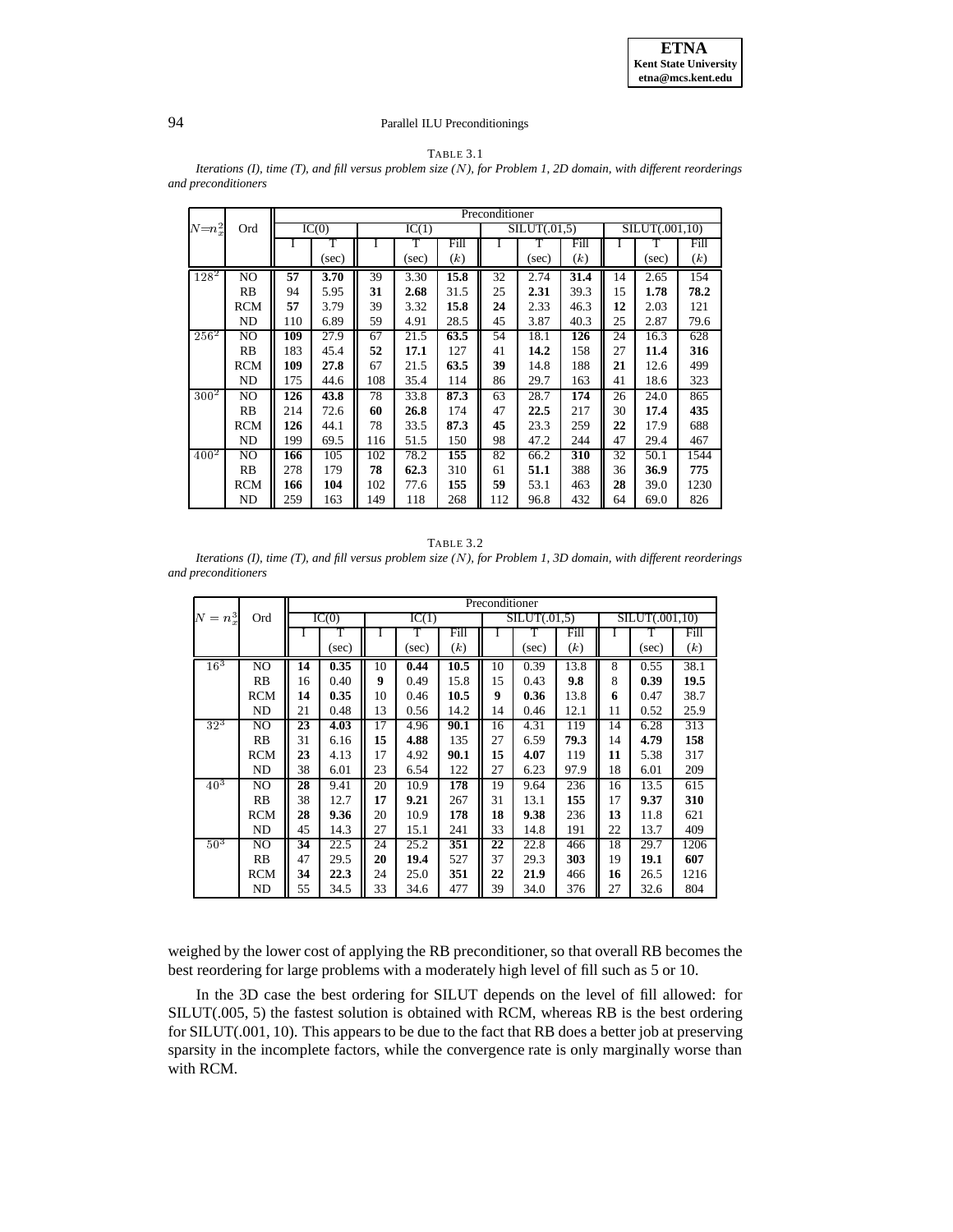TABLE 3.1
*Iterations (I), time (T), and fill versus problem size ($N$), for Problem 1, 2D domain, with different reorderings and preconditioners*

| $N{=}n_x^2$ | Ord | IC(0) | | IC(1) | | | SILUT(.01,5) | | | SILUT(.001,10) | | |
|---|---|---|---|---|---|---|---|---|---|---|---|---|
| | | I | T (sec) | I | T (sec) | Fill ($k$) | I | T (sec) | Fill ($k$) | I | T (sec) | Fill ($k$) |
| $128^2$ | NO | **57** | **3.70** | 39 | 3.30 | **15.8** | 32 | 2.74 | **31.4** | 14 | 2.65 | 154 |
| | RB | 94 | 5.95 | **31** | **2.68** | 31.5 | 25 | **2.31** | 39.3 | 15 | **1.78** | **78.2** |
| | RCM | **57** | 3.79 | 39 | 3.32 | **15.8** | **24** | 2.33 | 46.3 | **12** | 2.03 | 121 |
| | ND | 110 | 6.89 | 59 | 4.91 | 28.5 | 45 | 3.87 | 40.3 | 25 | 2.87 | 79.6 |
| $256^2$ | NO | **109** | 27.9 | 67 | 21.5 | **63.5** | 54 | 18.1 | **126** | 24 | 16.3 | 628 |
| | RB | 183 | 45.4 | **52** | **17.1** | 127 | 41 | **14.2** | 158 | 27 | **11.4** | **316** |
| | RCM | **109** | **27.8** | 67 | 21.5 | **63.5** | **39** | 14.8 | 188 | **21** | 12.6 | 499 |
| | ND | 175 | 44.6 | 108 | 35.4 | 114 | 86 | 29.7 | 163 | 41 | 18.6 | 323 |
| $300^2$ | NO | **126** | **43.8** | 78 | 33.8 | **87.3** | 63 | 28.7 | **174** | 26 | 24.0 | 865 |
| | RB | 214 | 72.6 | **60** | **26.8** | 174 | 47 | **22.5** | 217 | 30 | **17.4** | **435** |
| | RCM | **126** | 44.1 | 78 | 33.5 | **87.3** | **45** | 23.3 | 259 | **22** | 17.9 | 688 |
| | ND | 199 | 69.5 | 116 | 51.5 | 150 | 98 | 47.2 | 244 | 47 | 29.4 | 467 |
| $400^2$ | NO | **166** | 105 | 102 | 78.2 | **155** | 82 | 66.2 | **310** | 32 | 50.1 | 1544 |
| | RB | 278 | 179 | **78** | **62.3** | 310 | 61 | **51.1** | 388 | 36 | **36.9** | **775** |
| | RCM | **166** | **104** | 102 | 77.6 | **155** | **59** | 53.1 | 463 | **28** | 39.0 | 1230 |
| | ND | 259 | 163 | 149 | 118 | 268 | 112 | 96.8 | 432 | 64 | 69.0 | 826 |

TABLE 3.2
*Iterations (I), time (T), and fill versus problem size ($N$), for Problem 1, 3D domain, with different reorderings and preconditioners*

| $N = n_x^3$ | Ord | IC(0) | | IC(1) | | | SILUT(.01,5) | | | SILUT(.001,10) | | |
|---|---|---|---|---|---|---|---|---|---|---|---|---|
| | | I | T (sec) | I | T (sec) | Fill ($k$) | I | T (sec) | Fill ($k$) | I | T (sec) | Fill ($k$) |
| $16^3$ | NO | **14** | **0.35** | 10 | **0.44** | **10.5** | 10 | 0.39 | 13.8 | 8 | 0.55 | 38.1 |
| | RB | 16 | 0.40 | **9** | 0.49 | 15.8 | 15 | 0.43 | **9.8** | 8 | **0.39** | **19.5** |
| | RCM | **14** | **0.35** | 10 | 0.46 | **10.5** | **9** | **0.36** | 13.8 | **6** | 0.47 | 38.7 |
| | ND | 21 | 0.48 | 13 | 0.56 | 14.2 | 14 | 0.46 | 12.1 | 11 | 0.52 | 25.9 |
| $32^3$ | NO | **23** | **4.03** | 17 | 4.96 | **90.1** | 16 | 4.31 | 119 | 14 | 6.28 | 313 |
| | RB | 31 | 6.16 | **15** | **4.88** | 135 | 27 | 6.59 | **79.3** | 14 | **4.79** | **158** |
| | RCM | **23** | 4.13 | 17 | 4.92 | **90.1** | **15** | **4.07** | 119 | **11** | 5.38 | 317 |
| | ND | 38 | 6.01 | 23 | 6.54 | 122 | 27 | 6.23 | 97.9 | 18 | 6.01 | 209 |
| $40^3$ | NO | **28** | 9.41 | 20 | 10.9 | **178** | 19 | 9.64 | 236 | 16 | 13.5 | 615 |
| | RB | 38 | 12.7 | **17** | **9.21** | 267 | 31 | 13.1 | **155** | 17 | **9.37** | **310** |
| | RCM | **28** | **9.36** | 20 | 10.9 | **178** | **18** | **9.38** | 236 | **13** | 11.8 | 621 |
| | ND | 45 | 14.3 | 27 | 15.1 | 241 | 33 | 14.8 | 191 | 22 | 13.7 | 409 |
| $50^3$ | NO | **34** | 22.5 | 24 | 25.2 | **351** | **22** | 22.8 | 466 | 18 | 29.7 | 1206 |
| | RB | 47 | 29.5 | **20** | **19.4** | 527 | 37 | 29.3 | **303** | 19 | **19.1** | **607** |
| | RCM | **34** | **22.3** | 24 | 25.0 | **351** | **22** | **21.9** | 466 | **16** | 26.5 | 1216 |
| | ND | 55 | 34.5 | 33 | 34.6 | 477 | 39 | 34.0 | 376 | 27 | 32.6 | 804 |

weighed by the lower cost of applying the RB preconditioner, so that overall RB becomes the best reordering for large problems with a moderately high level of fill such as 5 or 10.

In the 3D case the best ordering for SILUT depends on the level of fill allowed: for SILUT(.005, 5) the fastest solution is obtained with RCM, whereas RB is the best ordering for SILUT(.001, 10). This appears to be due to the fact that RB does a better job at preserving sparsity in the incomplete factors, while the convergence rate is only marginally worse than with RCM.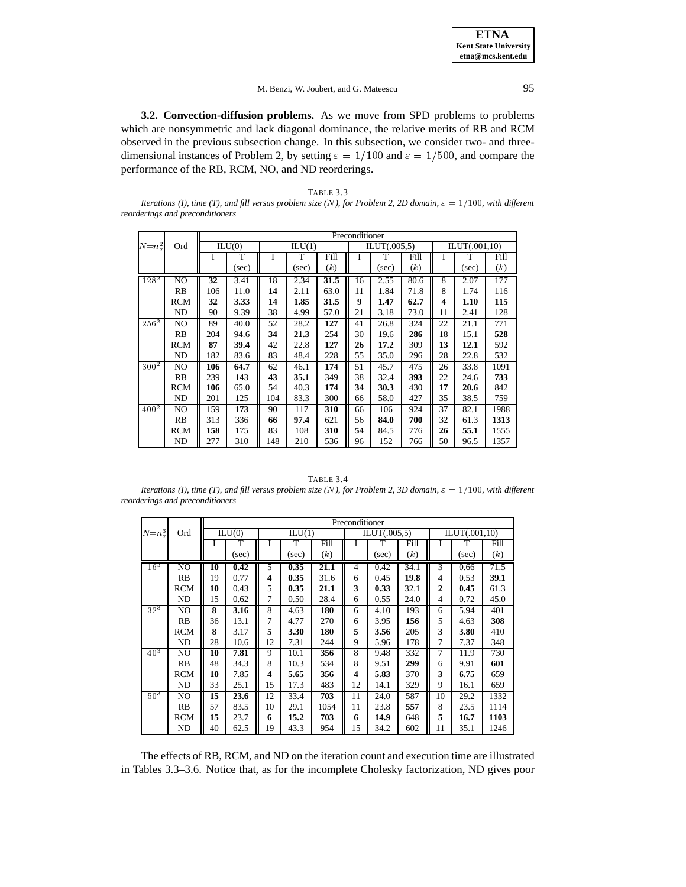**3.2. Convection-diffusion problems.** As we move from SPD problems to problems which are nonsymmetric and lack diagonal dominance, the relative merits of RB and RCM observed in the previous subsection change. In this subsection, we consider two- and three-dimensional instances of Problem 2, by setting $\varepsilon = 1/100$ and $\varepsilon = 1/500$, and compare the performance of the RB, RCM, NO, and ND reorderings.

TABLE 3.3

*Iterations (I), time (T), and fill versus problem size (N), for Problem 2, 2D domain, $\varepsilon = 1/100$, with different reorderings and preconditioners*

| $N{=}n_x^2$ | Ord | Preconditioner | | | | | | | | | | | | | |
|---|---|---|---|---|---|---|---|---|---|---|---|---|---|---|---|
| | | ILU(0) | | ILU(1) | | | ILUT(.005,5) | | | ILUT(.001,10) | | | | | |
| | | I | T (sec) | I | T (sec) | Fill ($k$) | I | T (sec) | Fill ($k$) | I | T (sec) | Fill ($k$) | | | |
| $128^2$ | NO | **32** | 3.41 | 18 | 2.34 | **31.5** | 16 | 2.55 | 80.6 | 8 | 2.07 | 177 | | | |
| | RB | 106 | 11.0 | **14** | 2.11 | 63.0 | 11 | 1.84 | 71.8 | 8 | 1.74 | 116 | | | |
| | RCM | **32** | **3.33** | **14** | **1.85** | **31.5** | **9** | **1.47** | **62.7** | **4** | **1.10** | **115** | | | |
| | ND | 90 | 9.39 | 38 | 4.99 | 57.0 | 21 | 3.18 | 73.0 | 11 | 2.41 | 128 | | | |
| $256^2$ | NO | 89 | 40.0 | 52 | 28.2 | **127** | 41 | 26.8 | 324 | 22 | 21.1 | 771 | | | |
| | RB | 204 | 94.6 | **34** | **21.3** | 254 | 30 | 19.6 | **286** | 18 | 15.1 | **528** | | | |
| | RCM | **87** | **39.4** | 42 | 22.8 | **127** | **26** | **17.2** | 309 | **13** | **12.1** | 592 | | | |
| | ND | 182 | 83.6 | 83 | 48.4 | 228 | 55 | 35.0 | 296 | 28 | 22.8 | 532 | | | |
| $300^2$ | NO | **106** | **64.7** | 62 | 46.1 | **174** | 51 | 45.7 | 475 | 26 | 33.8 | 1091 | | | |
| | RB | 239 | 143 | **43** | **35.1** | 349 | 38 | 32.4 | **393** | 22 | 24.6 | **733** | | | |
| | RCM | **106** | 65.0 | 54 | 40.3 | **174** | **34** | **30.3** | 430 | **17** | **20.6** | 842 | | | |
| | ND | 201 | 125 | 104 | 83.3 | 300 | 66 | 58.0 | 427 | 35 | 38.5 | 759 | | | |
| $400^2$ | NO | 159 | **173** | 90 | 117 | **310** | 66 | 106 | 924 | 37 | 82.1 | 1988 | | | |
| | RB | 313 | 336 | **66** | **97.4** | 621 | 56 | **84.0** | **700** | 32 | 61.3 | **1313** | | | |
| | RCM | **158** | 175 | 83 | 108 | **310** | **54** | 84.5 | 776 | **26** | **55.1** | 1555 | | | |
| | ND | 277 | 310 | 148 | 210 | 536 | 96 | 152 | 766 | 50 | 96.5 | 1357 | | | |

TABLE 3.4

*Iterations (I), time (T), and fill versus problem size (N), for Problem 2, 3D domain, $\varepsilon = 1/100$, with different reorderings and preconditioners*

| $N{=}n_x^3$ | Ord | Preconditioner | | | | | | | | | | | | | |
|---|---|---|---|---|---|---|---|---|---|---|---|---|---|---|---|
| | | ILU(0) | | ILU(1) | | | ILUT(.005,5) | | | ILUT(.001,10) | | | | | |
| | | I | T (sec) | I | T (sec) | Fill ($k$) | I | T (sec) | Fill ($k$) | I | T (sec) | Fill ($k$) | | | |
| $16^3$ | NO | **10** | **0.42** | 5 | **0.35** | **21.1** | 4 | 0.42 | 34.1 | 3 | 0.66 | 71.5 | | | |
| | RB | 19 | 0.77 | **4** | **0.35** | 31.6 | 6 | 0.45 | **19.8** | 4 | 0.53 | **39.1** | | | |
| | RCM | **10** | 0.43 | 5 | **0.35** | **21.1** | **3** | **0.33** | 32.1 | **2** | **0.45** | 61.3 | | | |
| | ND | 15 | 0.62 | 7 | 0.50 | 28.4 | 6 | 0.55 | 24.0 | 4 | 0.72 | 45.0 | | | |
| $32^3$ | NO | **8** | **3.16** | 8 | 4.63 | **180** | 6 | 4.10 | 193 | 6 | 5.94 | 401 | | | |
| | RB | 36 | 13.1 | 7 | 4.77 | 270 | 6 | 3.95 | **156** | 5 | 4.63 | **308** | | | |
| | RCM | **8** | 3.17 | **5** | **3.30** | **180** | **5** | **3.56** | 205 | **3** | **3.80** | 410 | | | |
| | ND | 28 | 10.6 | 12 | 7.31 | 244 | 9 | 5.96 | 178 | 7 | 7.37 | 348 | | | |
| $40^3$ | NO | **10** | **7.81** | 9 | 10.1 | **356** | 8 | 9.48 | 332 | 7 | 11.9 | 730 | | | |
| | RB | 48 | 34.3 | 8 | 10.3 | 534 | 8 | 9.51 | **299** | 6 | 9.91 | **601** | | | |
| | RCM | **10** | 7.85 | **4** | **5.65** | **356** | **4** | **5.83** | 370 | **3** | **6.75** | 659 | | | |
| | ND | 33 | 25.1 | 15 | 17.3 | 483 | 12 | 14.1 | 329 | 9 | 16.1 | 659 | | | |
| $50^3$ | NO | **15** | **23.6** | 12 | 33.4 | **703** | 11 | 24.0 | 587 | 10 | 29.2 | 1332 | | | |
| | RB | 57 | 83.5 | 10 | 29.1 | 1054 | 11 | 23.8 | **557** | 8 | 23.5 | 1114 | | | |
| | RCM | **15** | 23.7 | **6** | **15.2** | **703** | **6** | **14.9** | 648 | **5** | **16.7** | **1103** | | | |
| | ND | 40 | 62.5 | 19 | 43.3 | 954 | 15 | 34.2 | 602 | 11 | 35.1 | 1246 | | | |

The effects of RB, RCM, and ND on the iteration count and execution time are illustrated in Tables 3.3–3.6. Notice that, as for the incomplete Cholesky factorization, ND gives poor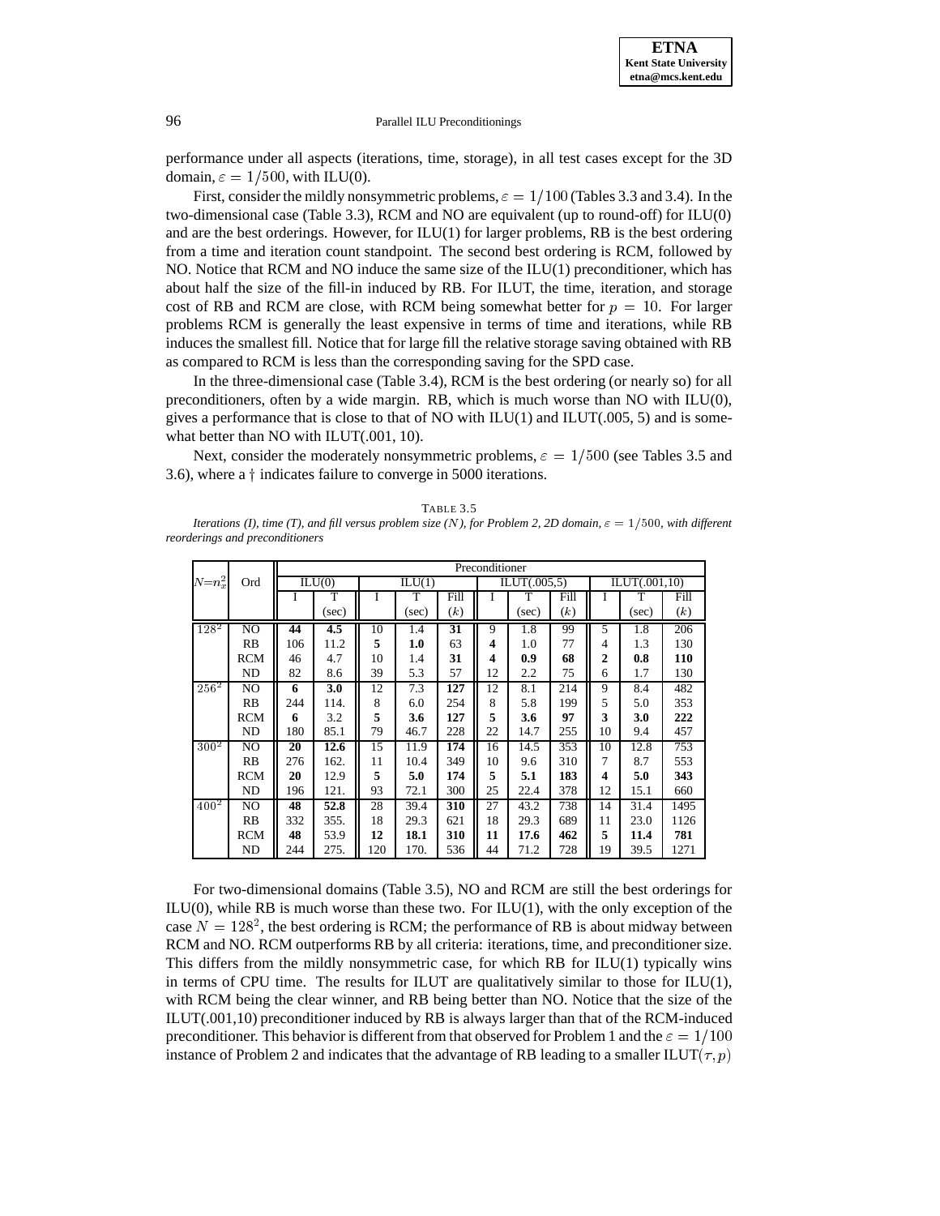performance under all aspects (iterations, time, storage), in all test cases except for the 3D domain, $\varepsilon = 1/500$, with ILU(0).

First, consider the mildly nonsymmetric problems, $\varepsilon = 1/100$ (Tables 3.3 and 3.4). In the two-dimensional case (Table 3.3), RCM and NO are equivalent (up to round-off) for ILU(0) and are the best orderings. However, for ILU(1) for larger problems, RB is the best ordering from a time and iteration count standpoint. The second best ordering is RCM, followed by NO. Notice that RCM and NO induce the same size of the ILU(1) preconditioner, which has about half the size of the fill-in induced by RB. For ILUT, the time, iteration, and storage cost of RB and RCM are close, with RCM being somewhat better for $p = 10$. For larger problems RCM is generally the least expensive in terms of time and iterations, while RB induces the smallest fill. Notice that for large fill the relative storage saving obtained with RB as compared to RCM is less than the corresponding saving for the SPD case.

In the three-dimensional case (Table 3.4), RCM is the best ordering (or nearly so) for all preconditioners, often by a wide margin. RB, which is much worse than NO with ILU(0), gives a performance that is close to that of NO with ILU(1) and ILUT(.005, 5) and is somewhat better than NO with ILUT(.001, 10).

Next, consider the moderately nonsymmetric problems, $\varepsilon = 1/500$ (see Tables 3.5 and 3.6), where a † indicates failure to converge in 5000 iterations.

TABLE 3.5
*Iterations (I), time (T), and fill versus problem size ($N$), for Problem 2, 2D domain, $\varepsilon = 1/500$, with different reorderings and preconditioners*

| $N{=}n_x^2$ | Ord | ILU(0) | | ILU(1) | | | ILUT(.005,5) | | | ILUT(.001,10) | | |
|---|---|---|---|---|---|---|---|---|---|---|---|---|
| | | I | T (sec) | I | T (sec) | Fill ($k$) | I | T (sec) | Fill ($k$) | I | T (sec) | Fill ($k$) |
| $128^2$ | NO | **44** | **4.5** | 10 | 1.4 | **31** | 9 | 1.8 | 99 | 5 | 1.8 | 206 |
| | RB | 106 | 11.2 | **5** | **1.0** | 63 | **4** | 1.0 | 77 | 4 | 1.3 | 130 |
| | RCM | 46 | 4.7 | 10 | 1.4 | **31** | **4** | **0.9** | **68** | **2** | **0.8** | **110** |
| | ND | 82 | 8.6 | 39 | 5.3 | 57 | 12 | 2.2 | 75 | 6 | 1.7 | 130 |
| $256^2$ | NO | **6** | **3.0** | 12 | 7.3 | **127** | 12 | 8.1 | 214 | 9 | 8.4 | 482 |
| | RB | 244 | 114. | 8 | 6.0 | 254 | 8 | 5.8 | 199 | 5 | 5.0 | 353 |
| | RCM | **6** | 3.2 | **5** | **3.6** | **127** | **5** | **3.6** | **97** | **3** | **3.0** | **222** |
| | ND | 180 | 85.1 | 79 | 46.7 | 228 | 22 | 14.7 | 255 | 10 | 9.4 | 457 |
| $300^2$ | NO | **20** | **12.6** | 15 | 11.9 | **174** | 16 | 14.5 | 353 | 10 | 12.8 | 753 |
| | RB | 276 | 162. | 11 | 10.4 | 349 | 10 | 9.6 | 310 | 7 | 8.7 | 553 |
| | RCM | **20** | 12.9 | **5** | **5.0** | **174** | **5** | **5.1** | **183** | **4** | **5.0** | **343** |
| | ND | 196 | 121. | 93 | 72.1 | 300 | 25 | 22.4 | 378 | 12 | 15.1 | 660 |
| $400^2$ | NO | **48** | **52.8** | 28 | 39.4 | **310** | 27 | 43.2 | 738 | 14 | 31.4 | 1495 |
| | RB | 332 | 355. | 18 | 29.3 | 621 | 18 | 29.3 | 689 | 11 | 23.0 | 1126 |
| | RCM | **48** | 53.9 | **12** | **18.1** | **310** | **11** | **17.6** | **462** | **5** | **11.4** | **781** |
| | ND | 244 | 275. | 120 | 170. | 536 | 44 | 71.2 | 728 | 19 | 39.5 | 1271 |

For two-dimensional domains (Table 3.5), NO and RCM are still the best orderings for ILU(0), while RB is much worse than these two. For ILU(1), with the only exception of the case $N = 128^2$, the best ordering is RCM; the performance of RB is about midway between RCM and NO. RCM outperforms RB by all criteria: iterations, time, and preconditioner size. This differs from the mildly nonsymmetric case, for which RB for ILU(1) typically wins in terms of CPU time. The results for ILUT are qualitatively similar to those for ILU(1), with RCM being the clear winner, and RB being better than NO. Notice that the size of the ILUT(.001,10) preconditioner induced by RB is always larger than that of the RCM-induced preconditioner. This behavior is different from that observed for Problem 1 and the $\varepsilon = 1/100$ instance of Problem 2 and indicates that the advantage of RB leading to a smaller ILUT$(\tau, p)$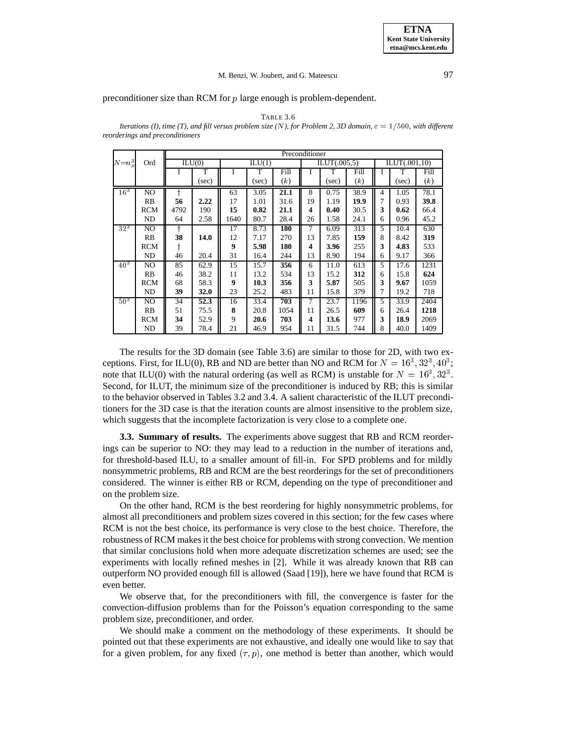preconditioner size than RCM for $p$ large enough is problem-dependent.

TABLE 3.6
*Iterations (I), time (T), and fill versus problem size (N), for Problem 2, 3D domain, $\varepsilon = 1/500$, with different reorderings and preconditioners*

| $N$=$n_x^3$ | Ord | Preconditioner | | | | | | | | | | |
|---|---|---|---|---|---|---|---|---|---|---|---|---|
| | | ILU(0) | | ILU(1) | | | ILUT(.005,5) | | | ILUT(.001,10) | | |
| | | I | T (sec) | I | T (sec) | Fill ($k$) | I | T (sec) | Fill ($k$) | I | T (sec) | Fill ($k$) |
| $16^3$ | NO | † | | 63 | 3.05 | **21.1** | 8 | 0.75 | 38.9 | 4 | 1.05 | 78.1 |
| | RB | **56** | **2.22** | 17 | 1.01 | 31.6 | 19 | 1.19 | **19.9** | 7 | 0.93 | **39.8** |
| | RCM | 4792 | 190 | **15** | **0.82** | **21.1** | **4** | **0.40** | 30.5 | **3** | **0.62** | 66.4 |
| | ND | 64 | 2.58 | 1640 | 80.7 | 28.4 | 26 | 1.58 | 24.1 | 6 | 0.96 | 45.2 |
| $32^3$ | NO | † | | 17 | 8.73 | **180** | 7 | 6.09 | 313 | 5 | 10.4 | 630 |
| | RB | **38** | **14.0** | 12 | 7.17 | 270 | 13 | 7.85 | **159** | 8 | 8.42 | **319** |
| | RCM | † | | **9** | **5.98** | **180** | **4** | **3.96** | 255 | **3** | **4.83** | 533 |
| | ND | 46 | 20.4 | 31 | 16.4 | 244 | 13 | 8.90 | 194 | 6 | 9.17 | 366 |
| $40^3$ | NO | 85 | 62.9 | 15 | 15.7 | **356** | 6 | 11.0 | 613 | 5 | 17.6 | 1231 |
| | RB | 46 | 38.2 | 11 | 13.2 | 534 | 13 | 15.2 | **312** | 6 | 15.8 | **624** |
| | RCM | 68 | 58.3 | **9** | **10.3** | **356** | **3** | **5.87** | 505 | **3** | **9.67** | 1059 |
| | ND | **39** | **32.0** | 23 | 25.2 | 483 | 11 | 15.8 | 379 | 7 | 19.2 | 718 |
| $50^3$ | NO | 34 | **52.3** | 16 | 33.4 | **703** | 7 | 23.7 | 1196 | 5 | 33.9 | 2404 |
| | RB | 51 | 75.5 | **8** | 20.8 | 1054 | 11 | 26.5 | **609** | 6 | 26.4 | **1218** |
| | RCM | **34** | 52.9 | 9 | **20.6** | **703** | **4** | **13.6** | 977 | **3** | **18.9** | 2069 |
| | ND | 39 | 78.4 | 21 | 46.9 | 954 | 11 | 31.5 | 744 | 8 | 40.0 | 1409 |

The results for the 3D domain (see Table 3.6) are similar to those for 2D, with two exceptions. First, for ILU(0), RB and ND are better than NO and RCM for $N = 16^3, 32^3, 40^3$; note that ILU(0) with the natural ordering (as well as RCM) is unstable for $N = 16^3, 32^3$. Second, for ILUT, the minimum size of the preconditioner is induced by RB; this is similar to the behavior observed in Tables 3.2 and 3.4. A salient characteristic of the ILUT preconditioners for the 3D case is that the iteration counts are almost insensitive to the problem size, which suggests that the incomplete factorization is very close to a complete one.

**3.3. Summary of results.** The experiments above suggest that RB and RCM reorderings can be superior to NO: they may lead to a reduction in the number of iterations and, for threshold-based ILU, to a smaller amount of fill-in. For SPD problems and for mildly nonsymmetric problems, RB and RCM are the best reorderings for the set of preconditioners considered. The winner is either RB or RCM, depending on the type of preconditioner and on the problem size.

On the other hand, RCM is the best reordering for highly nonsymmetric problems, for almost all preconditioners and problem sizes covered in this section; for the few cases where RCM is not the best choice, its performance is very close to the best choice. Therefore, the robustness of RCM makes it the best choice for problems with strong convection. We mention that similar conclusions hold when more adequate discretization schemes are used; see the experiments with locally refined meshes in [2]. While it was already known that RB can outperform NO provided enough fill is allowed (Saad [19]), here we have found that RCM is even better.

We observe that, for the preconditioners with fill, the convergence is faster for the convection-diffusion problems than for the Poisson's equation corresponding to the same problem size, preconditioner, and order.

We should make a comment on the methodology of these experiments. It should be pointed out that these experiments are not exhaustive, and ideally one would like to say that for a given problem, for any fixed $(\tau, p)$, one method is better than another, which would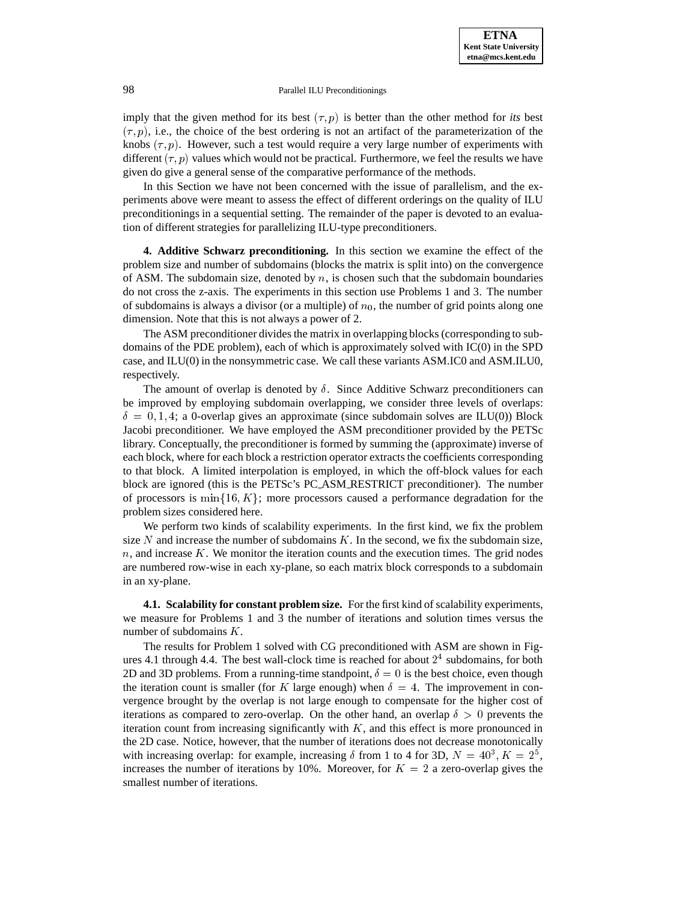imply that the given method for its best $(\tau, p)$ is better than the other method for *its* best $(\tau, p)$, i.e., the choice of the best ordering is not an artifact of the parameterization of the knobs $(\tau, p)$. However, such a test would require a very large number of experiments with different $(\tau, p)$ values which would not be practical. Furthermore, we feel the results we have given do give a general sense of the comparative performance of the methods.

In this Section we have not been concerned with the issue of parallelism, and the experiments above were meant to assess the effect of different orderings on the quality of ILU preconditionings in a sequential setting. The remainder of the paper is devoted to an evaluation of different strategies for parallelizing ILU-type preconditioners.

## 4. Additive Schwarz preconditioning.

In this section we examine the effect of the problem size and number of subdomains (blocks the matrix is split into) on the convergence of ASM. The subdomain size, denoted by $n$, is chosen such that the subdomain boundaries do not cross the z-axis. The experiments in this section use Problems 1 and 3. The number of subdomains is always a divisor (or a multiple) of $n_0$, the number of grid points along one dimension. Note that this is not always a power of 2.

The ASM preconditioner divides the matrix in overlapping blocks (corresponding to subdomains of the PDE problem), each of which is approximately solved with IC(0) in the SPD case, and ILU(0) in the nonsymmetric case. We call these variants ASM.IC0 and ASM.ILU0, respectively.

The amount of overlap is denoted by $\delta$. Since Additive Schwarz preconditioners can be improved by employing subdomain overlapping, we consider three levels of overlaps: $\delta = 0, 1, 4$; a 0-overlap gives an approximate (since subdomain solves are ILU(0)) Block Jacobi preconditioner. We have employed the ASM preconditioner provided by the PETSc library. Conceptually, the preconditioner is formed by summing the (approximate) inverse of each block, where for each block a restriction operator extracts the coefficients corresponding to that block. A limited interpolation is employed, in which the off-block values for each block are ignored (this is the PETSc's PC_ASM_RESTRICT preconditioner). The number of processors is $\min\{16, K\}$; more processors caused a performance degradation for the problem sizes considered here.

We perform two kinds of scalability experiments. In the first kind, we fix the problem size $N$ and increase the number of subdomains $K$. In the second, we fix the subdomain size, $n$, and increase $K$. We monitor the iteration counts and the execution times. The grid nodes are numbered row-wise in each xy-plane, so each matrix block corresponds to a subdomain in an xy-plane.

### 4.1. Scalability for constant problem size.

For the first kind of scalability experiments, we measure for Problems 1 and 3 the number of iterations and solution times versus the number of subdomains $K$.

The results for Problem 1 solved with CG preconditioned with ASM are shown in Figures 4.1 through 4.4. The best wall-clock time is reached for about $2^4$ subdomains, for both 2D and 3D problems. From a running-time standpoint, $\delta = 0$ is the best choice, even though the iteration count is smaller (for $K$ large enough) when $\delta = 4$. The improvement in convergence brought by the overlap is not large enough to compensate for the higher cost of iterations as compared to zero-overlap. On the other hand, an overlap $\delta > 0$ prevents the iteration count from increasing significantly with $K$, and this effect is more pronounced in the 2D case. Notice, however, that the number of iterations does not decrease monotonically with increasing overlap: for example, increasing $\delta$ from 1 to 4 for 3D, $N = 40^3, K = 2^5$, increases the number of iterations by 10%. Moreover, for $K = 2$ a zero-overlap gives the smallest number of iterations.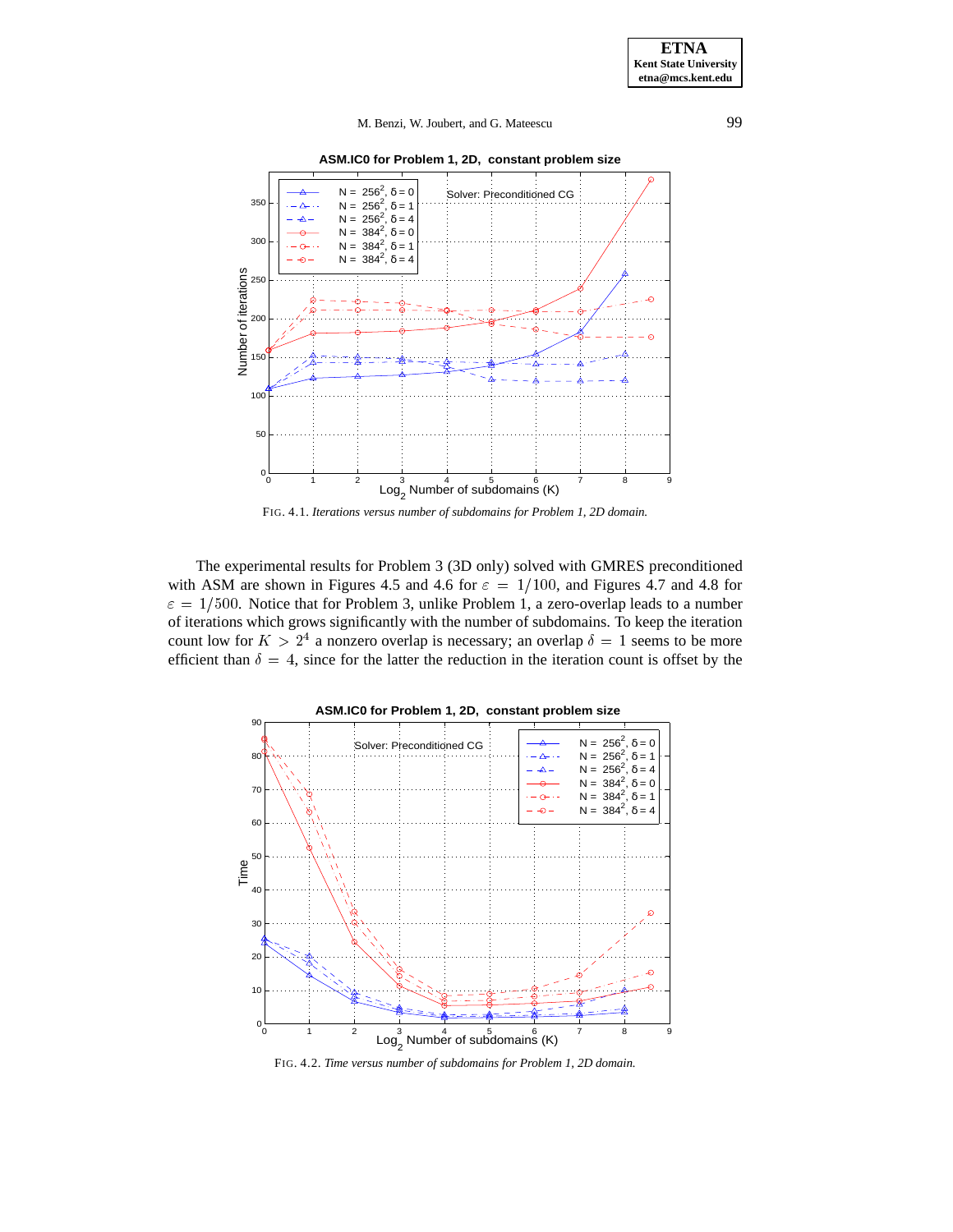FIG. 4.1. *Iterations versus number of subdomains for Problem 1, 2D domain.*

The experimental results for Problem 3 (3D only) solved with GMRES preconditioned with ASM are shown in Figures 4.5 and 4.6 for $\varepsilon = 1/100$, and Figures 4.7 and 4.8 for $\varepsilon = 1/500$. Notice that for Problem 3, unlike Problem 1, a zero-overlap leads to a number of iterations which grows significantly with the number of subdomains. To keep the iteration count low for $K > 2^4$ a nonzero overlap is necessary; an overlap $\delta = 1$ seems to be more efficient than $\delta = 4$, since for the latter the reduction in the iteration count is offset by the

FIG. 4.2. *Time versus number of subdomains for Problem 1, 2D domain.*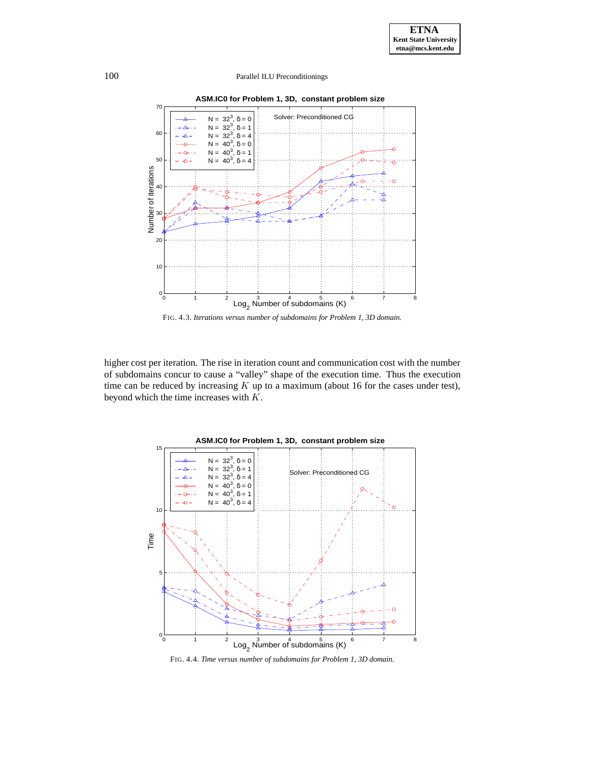FIG. 4.3. *Iterations versus number of subdomains for Problem 1, 3D domain.*

higher cost per iteration. The rise in iteration count and communication cost with the number of subdomains concur to cause a "valley" shape of the execution time. Thus the execution time can be reduced by increasing $K$ up to a maximum (about 16 for the cases under test), beyond which the time increases with $K$.

FIG. 4.4. *Time versus number of subdomains for Problem 1, 3D domain.*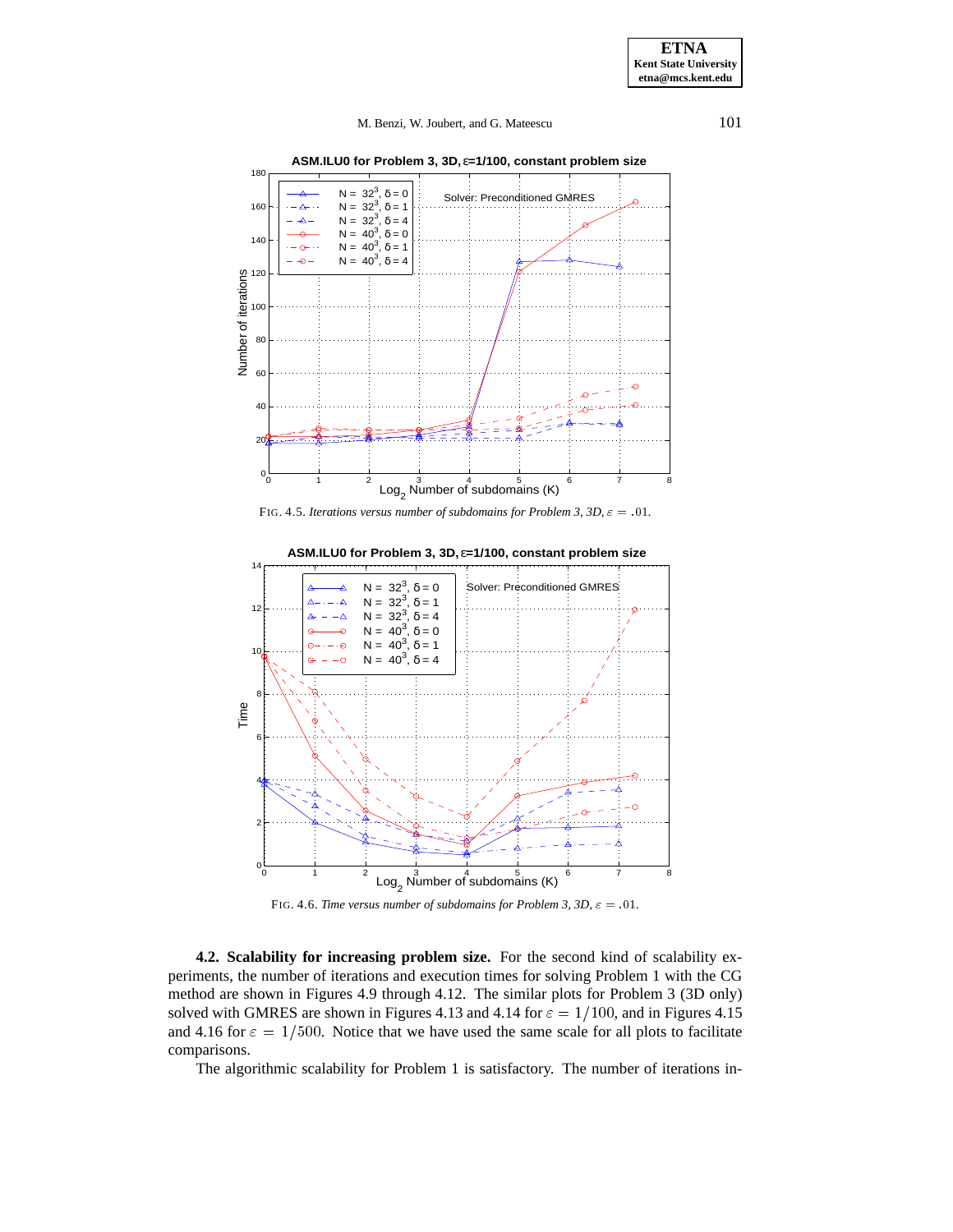FIG. 4.5. *Iterations versus number of subdomains for Problem 3, 3D, $\varepsilon = .01$.*

FIG. 4.6. *Time versus number of subdomains for Problem 3, 3D, $\varepsilon = .01$.*

**4.2. Scalability for increasing problem size.** For the second kind of scalability experiments, the number of iterations and execution times for solving Problem 1 with the CG method are shown in Figures 4.9 through 4.12. The similar plots for Problem 3 (3D only) solved with GMRES are shown in Figures 4.13 and 4.14 for $\varepsilon = 1/100$, and in Figures 4.15 and 4.16 for $\varepsilon = 1/500$. Notice that we have used the same scale for all plots to facilitate comparisons.

The algorithmic scalability for Problem 1 is satisfactory. The number of iterations in-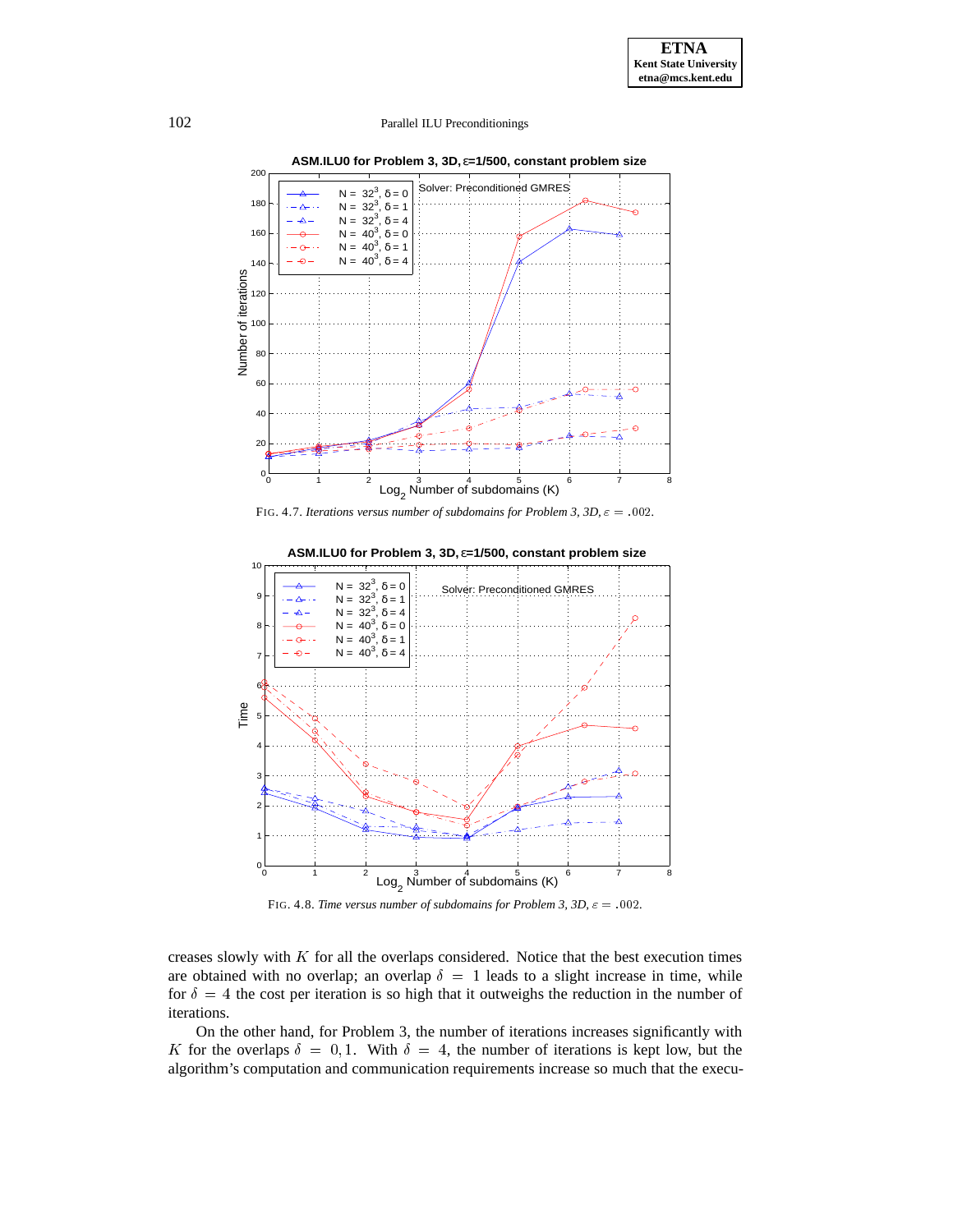FIG. 4.7. *Iterations versus number of subdomains for Problem 3, 3D, $\varepsilon = .002$.*

FIG. 4.8. *Time versus number of subdomains for Problem 3, 3D, $\varepsilon = .002$.*

creases slowly with $K$ for all the overlaps considered. Notice that the best execution times are obtained with no overlap; an overlap $\delta = 1$ leads to a slight increase in time, while for $\delta = 4$ the cost per iteration is so high that it outweighs the reduction in the number of iterations.

On the other hand, for Problem 3, the number of iterations increases significantly with $K$ for the overlaps $\delta = 0, 1$. With $\delta = 4$, the number of iterations is kept low, but the algorithm's computation and communication requirements increase so much that the execu-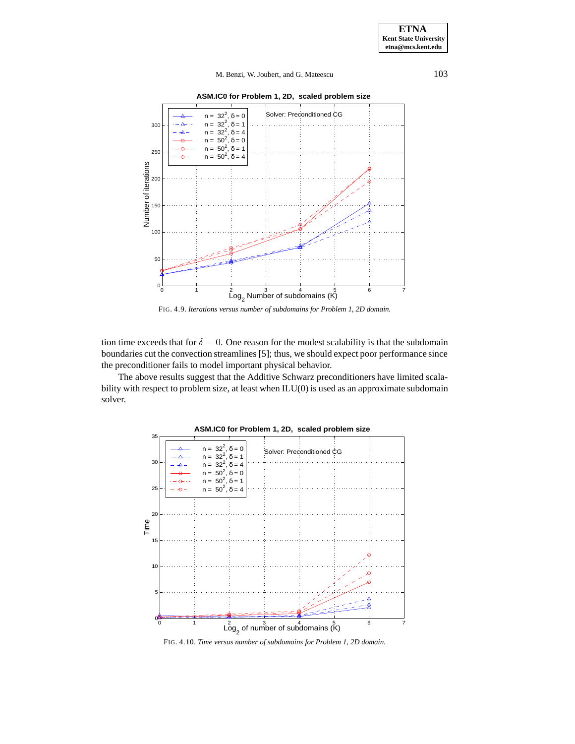FIG. 4.9. *Iterations versus number of subdomains for Problem 1, 2D domain.*

tion time exceeds that for $\delta = 0$. One reason for the modest scalability is that the subdomain boundaries cut the convection streamlines [5]; thus, we should expect poor performance since the preconditioner fails to model important physical behavior.

The above results suggest that the Additive Schwarz preconditioners have limited scalability with respect to problem size, at least when ILU(0) is used as an approximate subdomain solver.

FIG. 4.10. *Time versus number of subdomains for Problem 1, 2D domain.*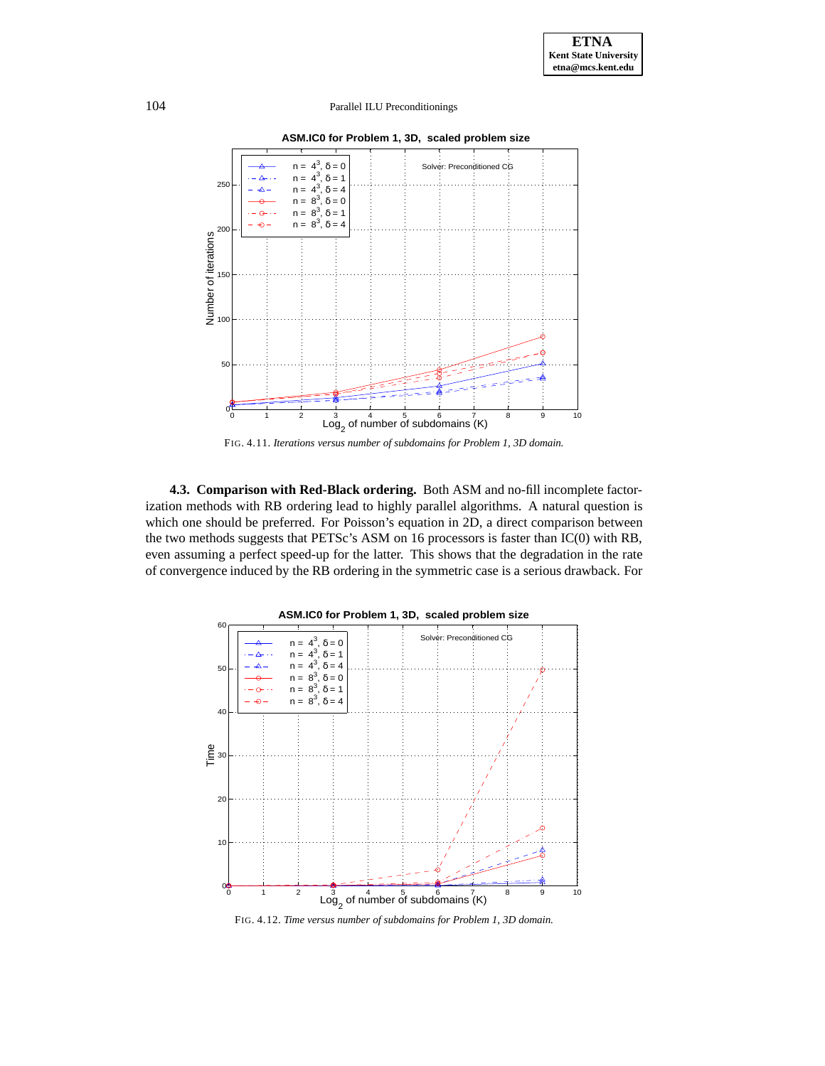FIG. 4.11. *Iterations versus number of subdomains for Problem 1, 3D domain.*

**4.3. Comparison with Red-Black ordering.** Both ASM and no-fill incomplete factorization methods with RB ordering lead to highly parallel algorithms. A natural question is which one should be preferred. For Poisson's equation in 2D, a direct comparison between the two methods suggests that PETSc's ASM on 16 processors is faster than IC(0) with RB, even assuming a perfect speed-up for the latter. This shows that the degradation in the rate of convergence induced by the RB ordering in the symmetric case is a serious drawback. For

FIG. 4.12. *Time versus number of subdomains for Problem 1, 3D domain.*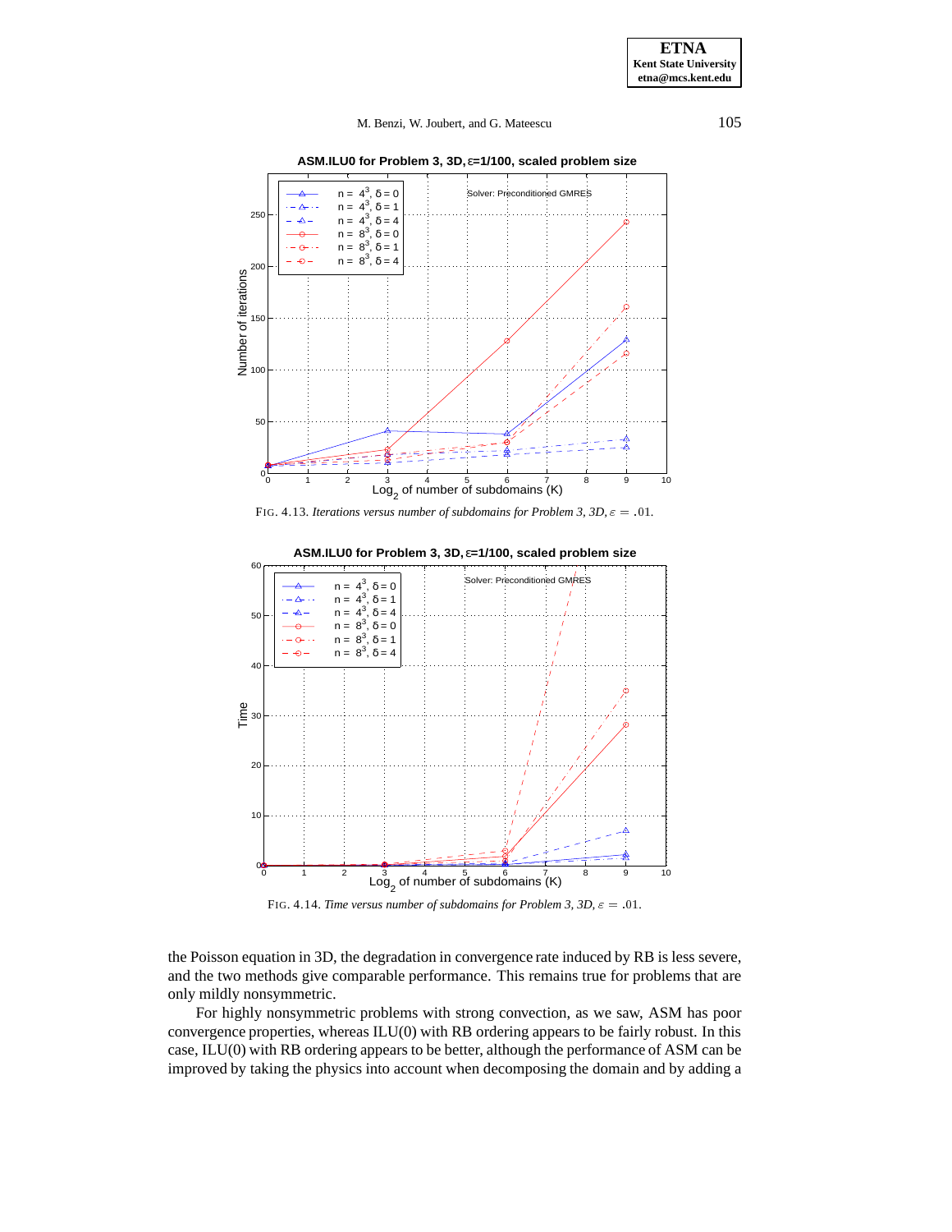FIG. 4.13. *Iterations versus number of subdomains for Problem 3, 3D,* $\varepsilon = .01$.

FIG. 4.14. *Time versus number of subdomains for Problem 3, 3D,* $\varepsilon = .01$.

the Poisson equation in 3D, the degradation in convergence rate induced by RB is less severe, and the two methods give comparable performance. This remains true for problems that are only mildly nonsymmetric.

For highly nonsymmetric problems with strong convection, as we saw, ASM has poor convergence properties, whereas ILU(0) with RB ordering appears to be fairly robust. In this case, ILU(0) with RB ordering appears to be better, although the performance of ASM can be improved by taking the physics into account when decomposing the domain and by adding a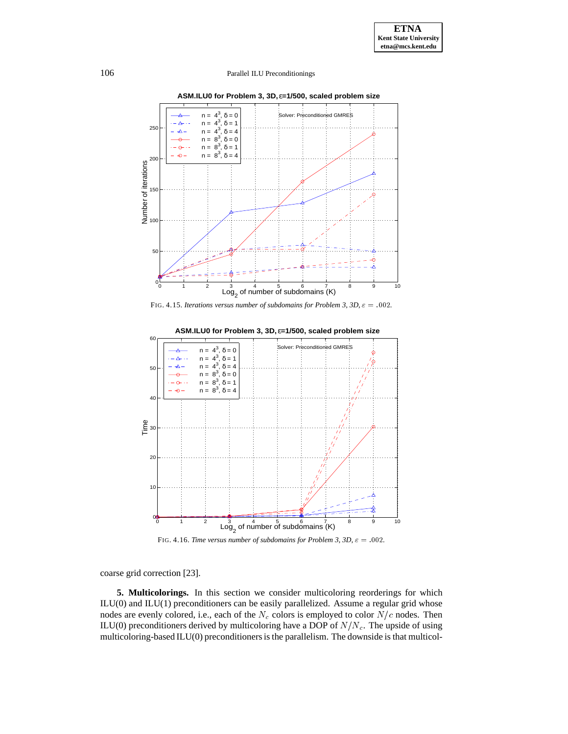FIG. 4.15. *Iterations versus number of subdomains for Problem 3, 3D,* $\varepsilon = .002$.

FIG. 4.16. *Time versus number of subdomains for Problem 3, 3D,* $\varepsilon = .002$.

coarse grid correction [23].

**5. Multicolorings.** In this section we consider multicoloring reorderings for which ILU(0) and ILU(1) preconditioners can be easily parallelized. Assume a regular grid whose nodes are evenly colored, i.e., each of the $N_c$ colors is employed to color $N/c$ nodes. Then ILU(0) preconditioners derived by multicoloring have a DOP of $N/N_c$. The upside of using multicoloring-based ILU(0) preconditioners is the parallelism. The downside is that multicol-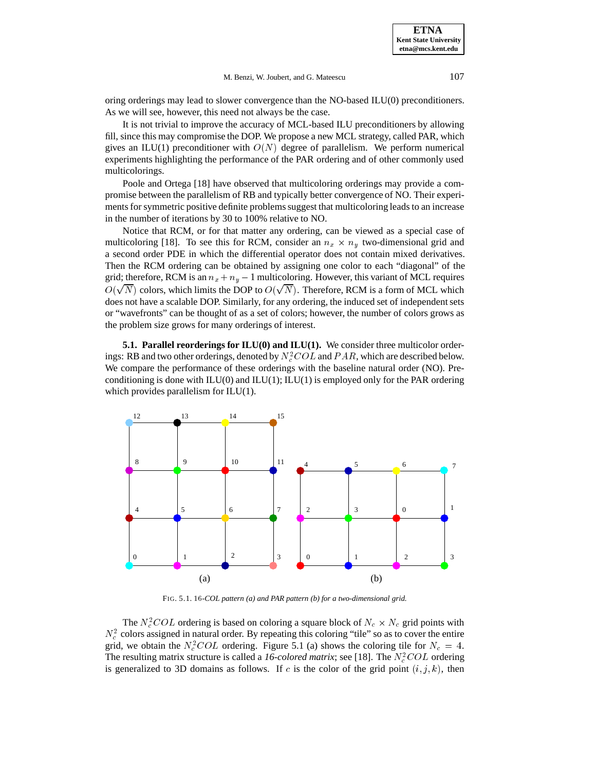oring orderings may lead to slower convergence than the NO-based ILU(0) preconditioners. As we will see, however, this need not always be the case.

It is not trivial to improve the accuracy of MCL-based ILU preconditioners by allowing fill, since this may compromise the DOP. We propose a new MCL strategy, called PAR, which gives an ILU(1) preconditioner with $O(N)$ degree of parallelism. We perform numerical experiments highlighting the performance of the PAR ordering and of other commonly used multicolorings.

Poole and Ortega [18] have observed that multicoloring orderings may provide a compromise between the parallelism of RB and typically better convergence of NO. Their experiments for symmetric positive definite problems suggest that multicoloring leads to an increase in the number of iterations by 30 to 100% relative to NO.

Notice that RCM, or for that matter any ordering, can be viewed as a special case of multicoloring [18]. To see this for RCM, consider an $n_x \times n_y$ two-dimensional grid and a second order PDE in which the differential operator does not contain mixed derivatives. Then the RCM ordering can be obtained by assigning one color to each "diagonal" of the grid; therefore, RCM is an $n_x + n_y - 1$ multicoloring. However, this variant of MCL requires $O(\sqrt{N})$ colors, which limits the DOP to $O(\sqrt{N})$. Therefore, RCM is a form of MCL which does not have a scalable DOP. Similarly, for any ordering, the induced set of independent sets or "wavefronts" can be thought of as a set of colors; however, the number of colors grows as the problem size grows for many orderings of interest.

**5.1. Parallel reorderings for ILU(0) and ILU(1).** We consider three multicolor orderings: RB and two other orderings, denoted by $N_c^2COL$ and $PAR$, which are described below. We compare the performance of these orderings with the baseline natural order (NO). Preconditioning is done with ILU(0) and ILU(1); ILU(1) is employed only for the PAR ordering which provides parallelism for ILU(1).

FIG. 5.1. *16-COL pattern (a) and PAR pattern (b) for a two-dimensional grid.*

The $N_c^2COL$ ordering is based on coloring a square block of $N_c \times N_c$ grid points with $N_c^2$ colors assigned in natural order. By repeating this coloring "tile" so as to cover the entire grid, we obtain the $N_c^2COL$ ordering. Figure 5.1 (a) shows the coloring tile for $N_c = 4$. The resulting matrix structure is called a *16-colored matrix*; see [18]. The $N_c^2COL$ ordering is generalized to 3D domains as follows. If $c$ is the color of the grid point $(i, j, k)$, then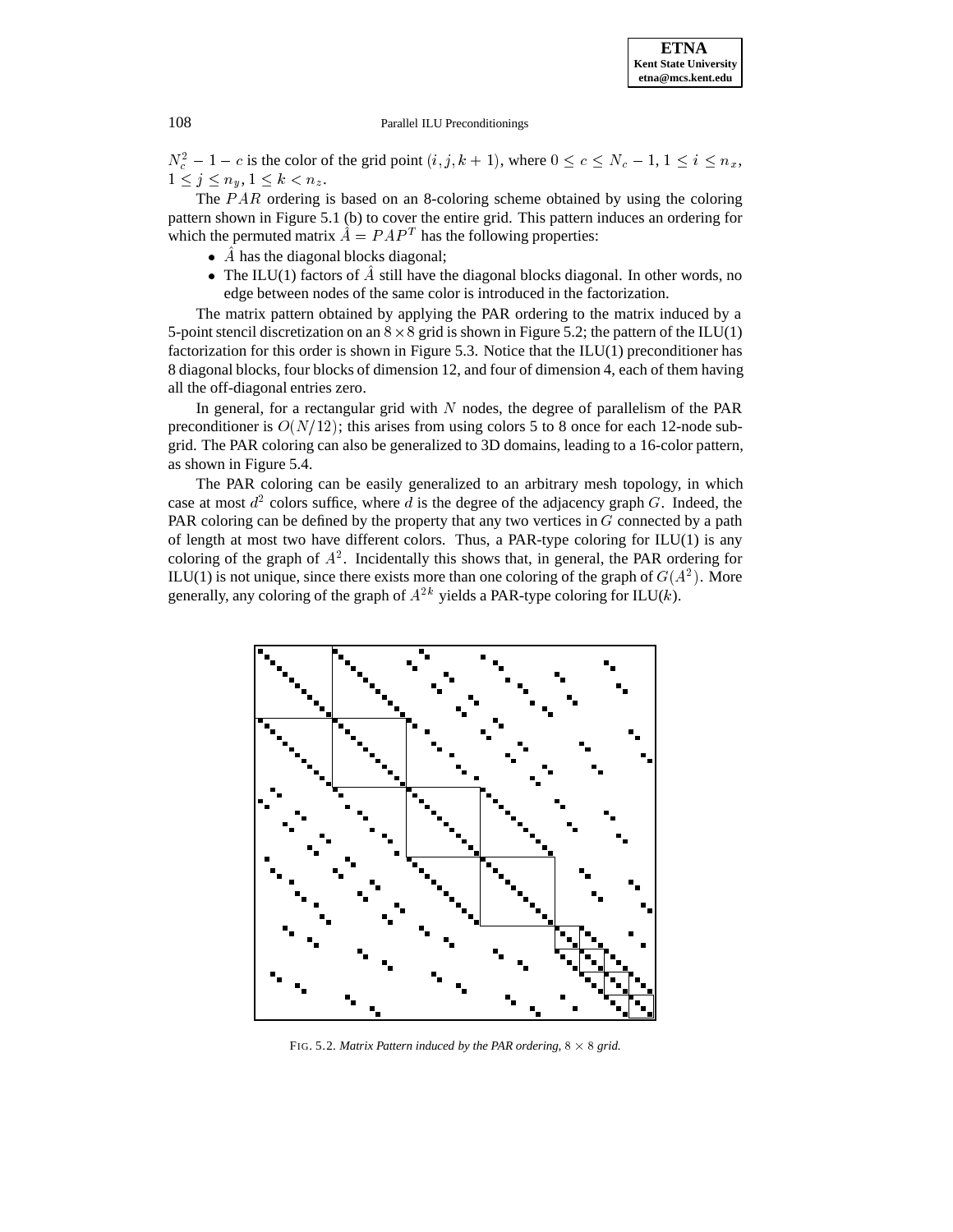$N_c^2 - 1 - c$ is the color of the grid point $(i, j, k+1)$, where $0 \leq c \leq N_c - 1$, $1 \leq i \leq n_x$, $1 \leq j \leq n_y$, $1 \leq k < n_z$.

The $PAR$ ordering is based on an 8-coloring scheme obtained by using the coloring pattern shown in Figure 5.1 (b) to cover the entire grid. This pattern induces an ordering for which the permuted matrix $\hat{A} = PAP^T$ has the following properties:

- $\hat{A}$ has the diagonal blocks diagonal;
- The ILU(1) factors of $\hat{A}$ still have the diagonal blocks diagonal. In other words, no edge between nodes of the same color is introduced in the factorization.

The matrix pattern obtained by applying the PAR ordering to the matrix induced by a 5-point stencil discretization on an $8 \times 8$ grid is shown in Figure 5.2; the pattern of the ILU(1) factorization for this order is shown in Figure 5.3. Notice that the ILU(1) preconditioner has 8 diagonal blocks, four blocks of dimension 12, and four of dimension 4, each of them having all the off-diagonal entries zero.

In general, for a rectangular grid with $N$ nodes, the degree of parallelism of the PAR preconditioner is $O(N/12)$; this arises from using colors 5 to 8 once for each 12-node subgrid. The PAR coloring can also be generalized to 3D domains, leading to a 16-color pattern, as shown in Figure 5.4.

The PAR coloring can be easily generalized to an arbitrary mesh topology, in which case at most $d^2$ colors suffice, where $d$ is the degree of the adjacency graph $G$. Indeed, the PAR coloring can be defined by the property that any two vertices in $G$ connected by a path of length at most two have different colors. Thus, a PAR-type coloring for ILU(1) is any coloring of the graph of $A^2$. Incidentally this shows that, in general, the PAR ordering for ILU(1) is not unique, since there exists more than one coloring of the graph of $G(A^2)$. More generally, any coloring of the graph of $A^{2k}$ yields a PAR-type coloring for ILU($k$).

FIG. 5.2. *Matrix Pattern induced by the PAR ordering,* $8 \times 8$ *grid.*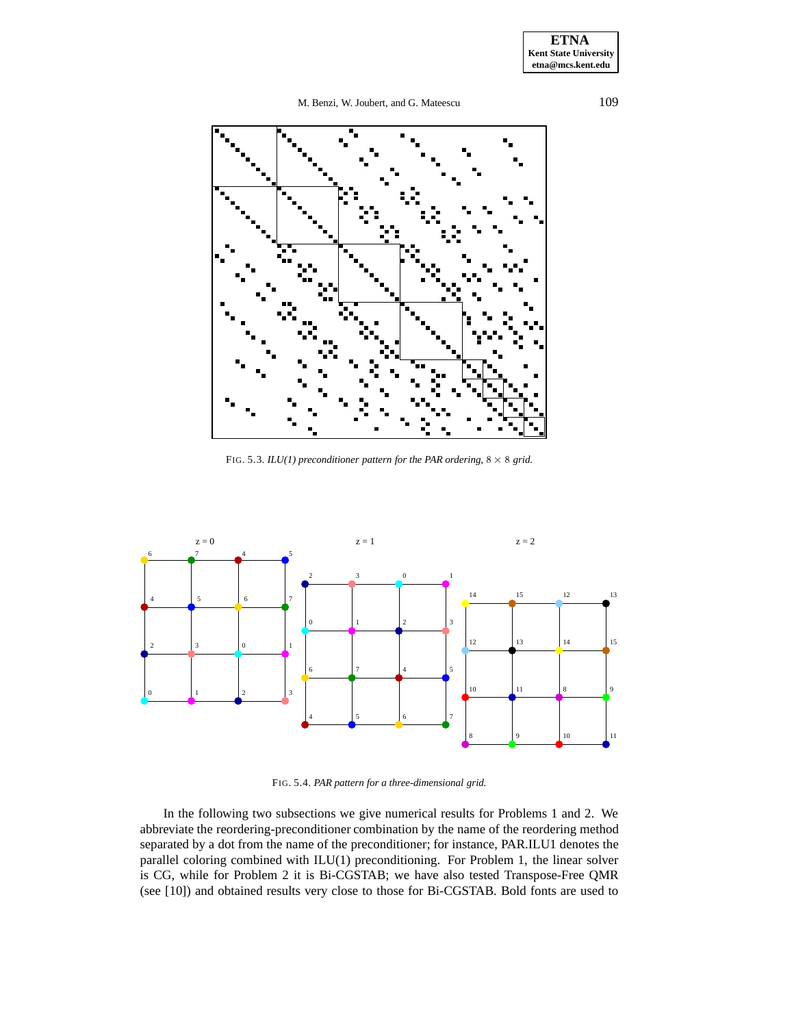FIG. 5.3. *ILU(1) preconditioner pattern for the PAR ordering,* $8 \times 8$ *grid.*

FIG. 5.4. *PAR pattern for a three-dimensional grid.*

In the following two subsections we give numerical results for Problems 1 and 2. We abbreviate the reordering-preconditioner combination by the name of the reordering method separated by a dot from the name of the preconditioner; for instance, PAR.ILU1 denotes the parallel coloring combined with ILU(1) preconditioning. For Problem 1, the linear solver is CG, while for Problem 2 it is Bi-CGSTAB; we have also tested Transpose-Free QMR (see [10]) and obtained results very close to those for Bi-CGSTAB. Bold fonts are used to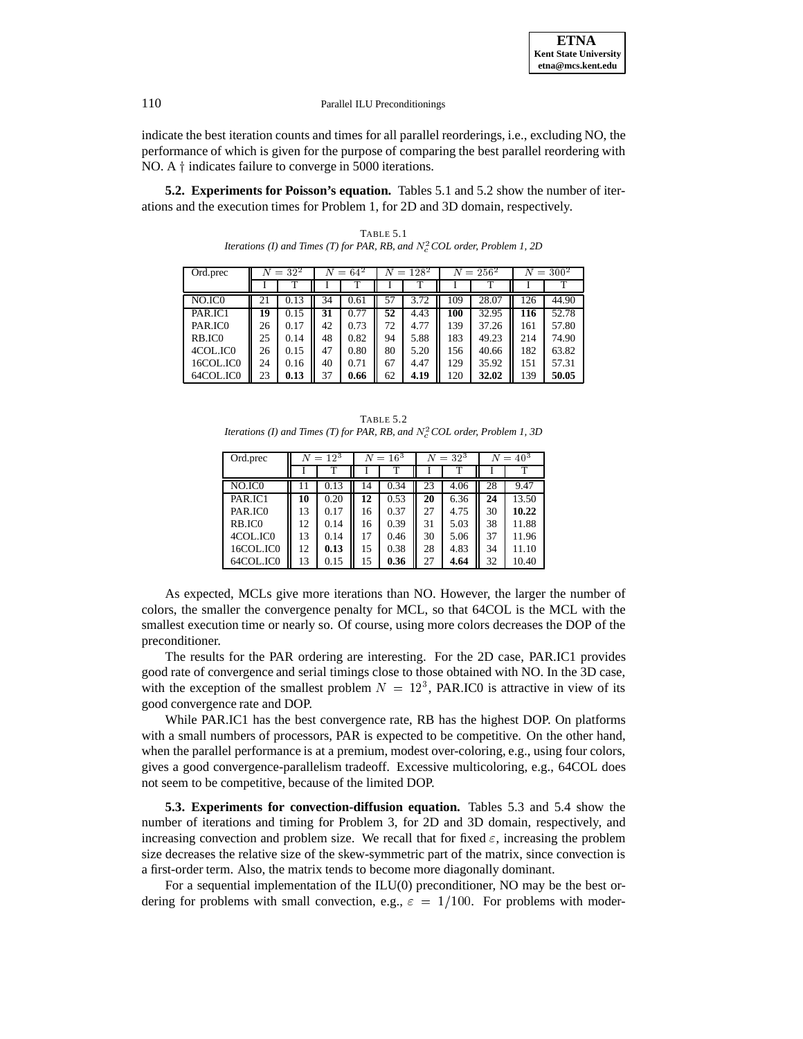indicate the best iteration counts and times for all parallel reorderings, i.e., excluding NO, the performance of which is given for the purpose of comparing the best parallel reordering with NO. A † indicates failure to converge in 5000 iterations.

**5.2. Experiments for Poisson's equation.** Tables 5.1 and 5.2 show the number of iterations and the execution times for Problem 1, for 2D and 3D domain, respectively.

TABLE 5.1
*Iterations (I) and Times (T) for PAR, RB, and $N_c^2$COL order, Problem 1, 2D*

| Ord.prec | $N = 32^2$ | | $N = 64^2$ | | $N = 128^2$ | | $N = 256^2$ | | $N = 300^2$ | |
|---|---|---|---|---|---|---|---|---|---|---|
| | I | T | I | T | I | T | I | T | I | T |
| NO.IC0 | 21 | 0.13 | 34 | 0.61 | 57 | 3.72 | 109 | 28.07 | 126 | 44.90 |
| PAR.IC1 | **19** | 0.15 | **31** | 0.77 | **52** | 4.43 | **100** | 32.95 | **116** | 52.78 |
| PAR.IC0 | 26 | 0.17 | 42 | 0.73 | 72 | 4.77 | 139 | 37.26 | 161 | 57.80 |
| RB.IC0 | 25 | 0.14 | 48 | 0.82 | 94 | 5.88 | 183 | 49.23 | 214 | 74.90 |
| 4COL.IC0 | 26 | 0.15 | 47 | 0.80 | 80 | 5.20 | 156 | 40.66 | 182 | 63.82 |
| 16COL.IC0 | 24 | 0.16 | 40 | 0.71 | 67 | 4.47 | 129 | 35.92 | 151 | 57.31 |
| 64COL.IC0 | 23 | **0.13** | 37 | **0.66** | 62 | **4.19** | 120 | **32.02** | 139 | **50.05** |

TABLE 5.2
*Iterations (I) and Times (T) for PAR, RB, and $N_c^2$COL order, Problem 1, 3D*

| Ord.prec | $N = 12^3$ | | $N = 16^3$ | | $N = 32^3$ | | $N = 40^3$ | |
|---|---|---|---|---|---|---|---|---|
| | I | T | I | T | I | T | I | T |
| NO.IC0 | 11 | 0.13 | 14 | 0.34 | 23 | 4.06 | 28 | 9.47 |
| PAR.IC1 | **10** | 0.20 | **12** | 0.53 | **20** | 6.36 | **24** | 13.50 |
| PAR.IC0 | 13 | 0.17 | 16 | 0.37 | 27 | 4.75 | 30 | **10.22** |
| RB.IC0 | 12 | 0.14 | 16 | 0.39 | 31 | 5.03 | 38 | 11.88 |
| 4COL.IC0 | 13 | 0.14 | 17 | 0.46 | 30 | 5.06 | 37 | 11.96 |
| 16COL.IC0 | 12 | **0.13** | 15 | 0.38 | 28 | 4.83 | 34 | 11.10 |
| 64COL.IC0 | 13 | 0.15 | 15 | **0.36** | 27 | **4.64** | 32 | 10.40 |

As expected, MCLs give more iterations than NO. However, the larger the number of colors, the smaller the convergence penalty for MCL, so that 64COL is the MCL with the smallest execution time or nearly so. Of course, using more colors decreases the DOP of the preconditioner.

The results for the PAR ordering are interesting. For the 2D case, PAR.IC1 provides good rate of convergence and serial timings close to those obtained with NO. In the 3D case, with the exception of the smallest problem $N = 12^3$, PAR.IC0 is attractive in view of its good convergence rate and DOP.

While PAR.IC1 has the best convergence rate, RB has the highest DOP. On platforms with a small numbers of processors, PAR is expected to be competitive. On the other hand, when the parallel performance is at a premium, modest over-coloring, e.g., using four colors, gives a good convergence-parallelism tradeoff. Excessive multicoloring, e.g., 64COL does not seem to be competitive, because of the limited DOP.

**5.3. Experiments for convection-diffusion equation.** Tables 5.3 and 5.4 show the number of iterations and timing for Problem 3, for 2D and 3D domain, respectively, and increasing convection and problem size. We recall that for fixed $\varepsilon$, increasing the problem size decreases the relative size of the skew-symmetric part of the matrix, since convection is a first-order term. Also, the matrix tends to become more diagonally dominant.

For a sequential implementation of the ILU(0) preconditioner, NO may be the best ordering for problems with small convection, e.g., $\varepsilon = 1/100$. For problems with moder-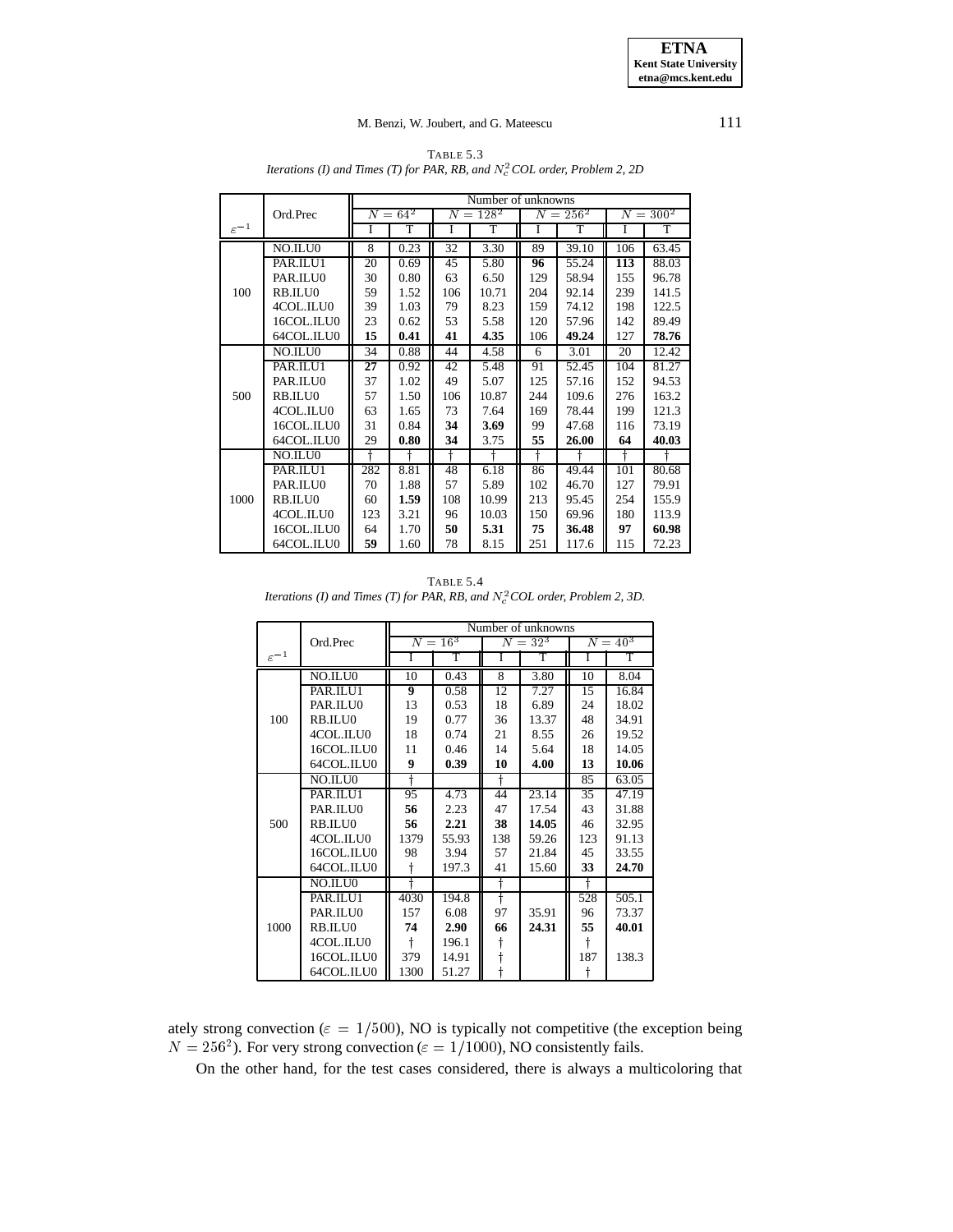TABLE 5.3
*Iterations (I) and Times (T) for PAR, RB, and $N_c^2$COL order, Problem 2, 2D*

| | | Number of unknowns | | | | | | | |
|---|---|---|---|---|---|---|---|---|---|
| | Ord.Prec | $N = 64^2$ | | $N = 128^2$ | | $N = 256^2$ | | $N = 300^2$ | |
| $\varepsilon^{-1}$ | | I | T | I | T | I | T | I | T |
| 100 | NO.ILU0 | 8 | 0.23 | 32 | 3.30 | 89 | 39.10 | 106 | 63.45 |
| | PAR.ILU1 | 20 | 0.69 | 45 | 5.80 | **96** | 55.24 | **113** | 88.03 |
| | PAR.ILU0 | 30 | 0.80 | 63 | 6.50 | 129 | 58.94 | 155 | 96.78 |
| | RB.ILU0 | 59 | 1.52 | 106 | 10.71 | 204 | 92.14 | 239 | 141.5 |
| | 4COL.ILU0 | 39 | 1.03 | 79 | 8.23 | 159 | 74.12 | 198 | 122.5 |
| | 16COL.ILU0 | 23 | 0.62 | 53 | 5.58 | 120 | 57.96 | 142 | 89.49 |
| | 64COL.ILU0 | **15** | **0.41** | **41** | **4.35** | 106 | **49.24** | 127 | **78.76** |
| 500 | NO.ILU0 | 34 | 0.88 | 44 | 4.58 | 6 | 3.01 | 20 | 12.42 |
| | PAR.ILU1 | **27** | 0.92 | 42 | 5.48 | 91 | 52.45 | 104 | 81.27 |
| | PAR.ILU0 | 37 | 1.02 | 49 | 5.07 | 125 | 57.16 | 152 | 94.53 |
| | RB.ILU0 | 57 | 1.50 | 106 | 10.87 | 244 | 109.6 | 276 | 163.2 |
| | 4COL.ILU0 | 63 | 1.65 | 73 | 7.64 | 169 | 78.44 | 199 | 121.3 |
| | 16COL.ILU0 | 31 | 0.84 | **34** | **3.69** | 99 | 47.68 | 116 | 73.19 |
| | 64COL.ILU0 | 29 | **0.80** | **34** | 3.75 | **55** | **26.00** | **64** | **40.03** |
| 1000 | NO.ILU0 | † | † | † | † | † | † | † | † |
| | PAR.ILU1 | 282 | 8.81 | 48 | 6.18 | 86 | 49.44 | 101 | 80.68 |
| | PAR.ILU0 | 70 | 1.88 | 57 | 5.89 | 102 | 46.70 | 127 | 79.91 |
| | RB.ILU0 | 60 | **1.59** | 108 | 10.99 | 213 | 95.45 | 254 | 155.9 |
| | 4COL.ILU0 | 123 | 3.21 | 96 | 10.03 | 150 | 69.96 | 180 | 113.9 |
| | 16COL.ILU0 | 64 | 1.70 | **50** | **5.31** | **75** | **36.48** | **97** | **60.98** |
| | 64COL.ILU0 | **59** | 1.60 | 78 | 8.15 | 251 | 117.6 | 115 | 72.23 |

TABLE 5.4
*Iterations (I) and Times (T) for PAR, RB, and $N_c^2$COL order, Problem 2, 3D.*

| | | Number of unknowns | | | | | |
|---|---|---|---|---|---|---|---|
| | Ord.Prec | $N = 16^3$ | | $N = 32^3$ | | $N = 40^3$ | |
| $\varepsilon^{-1}$ | | I | T | I | T | I | T |
| 100 | NO.ILU0 | 10 | 0.43 | 8 | 3.80 | 10 | 8.04 |
| | PAR.ILU1 | **9** | 0.58 | 12 | 7.27 | 15 | 16.84 |
| | PAR.ILU0 | 13 | 0.53 | 18 | 6.89 | 24 | 18.02 |
| | RB.ILU0 | 19 | 0.77 | 36 | 13.37 | 48 | 34.91 |
| | 4COL.ILU0 | 18 | 0.74 | 21 | 8.55 | 26 | 19.52 |
| | 16COL.ILU0 | 11 | 0.46 | 14 | 5.64 | 18 | 14.05 |
| | 64COL.ILU0 | **9** | **0.39** | **10** | **4.00** | **13** | **10.06** |
| 500 | NO.ILU0 | † | | † | | 85 | 63.05 |
| | PAR.ILU1 | 95 | 4.73 | 44 | 23.14 | 35 | 47.19 |
| | PAR.ILU0 | **56** | 2.23 | 47 | 17.54 | 43 | 31.88 |
| | RB.ILU0 | **56** | **2.21** | **38** | **14.05** | 46 | 32.95 |
| | 4COL.ILU0 | 1379 | 55.93 | 138 | 59.26 | 123 | 91.13 |
| | 16COL.ILU0 | 98 | 3.94 | 57 | 21.84 | 45 | 33.55 |
| | 64COL.ILU0 | † | 197.3 | 41 | 15.60 | **33** | **24.70** |
| 1000 | NO.ILU0 | † | | † | | † | |
| | PAR.ILU1 | 4030 | 194.8 | † | | 528 | 505.1 |
| | PAR.ILU0 | 157 | 6.08 | 97 | 35.91 | 96 | 73.37 |
| | RB.ILU0 | **74** | **2.90** | **66** | **24.31** | **55** | **40.01** |
| | 4COL.ILU0 | † | 196.1 | † | | † | |
| | 16COL.ILU0 | 379 | 14.91 | † | | 187 | 138.3 |
| | 64COL.ILU0 | 1300 | 51.27 | † | | † | |

ately strong convection ($\varepsilon = 1/500$), NO is typically not competitive (the exception being $N = 256^2$). For very strong convection ($\varepsilon = 1/1000$), NO consistently fails.

On the other hand, for the test cases considered, there is always a multicoloring that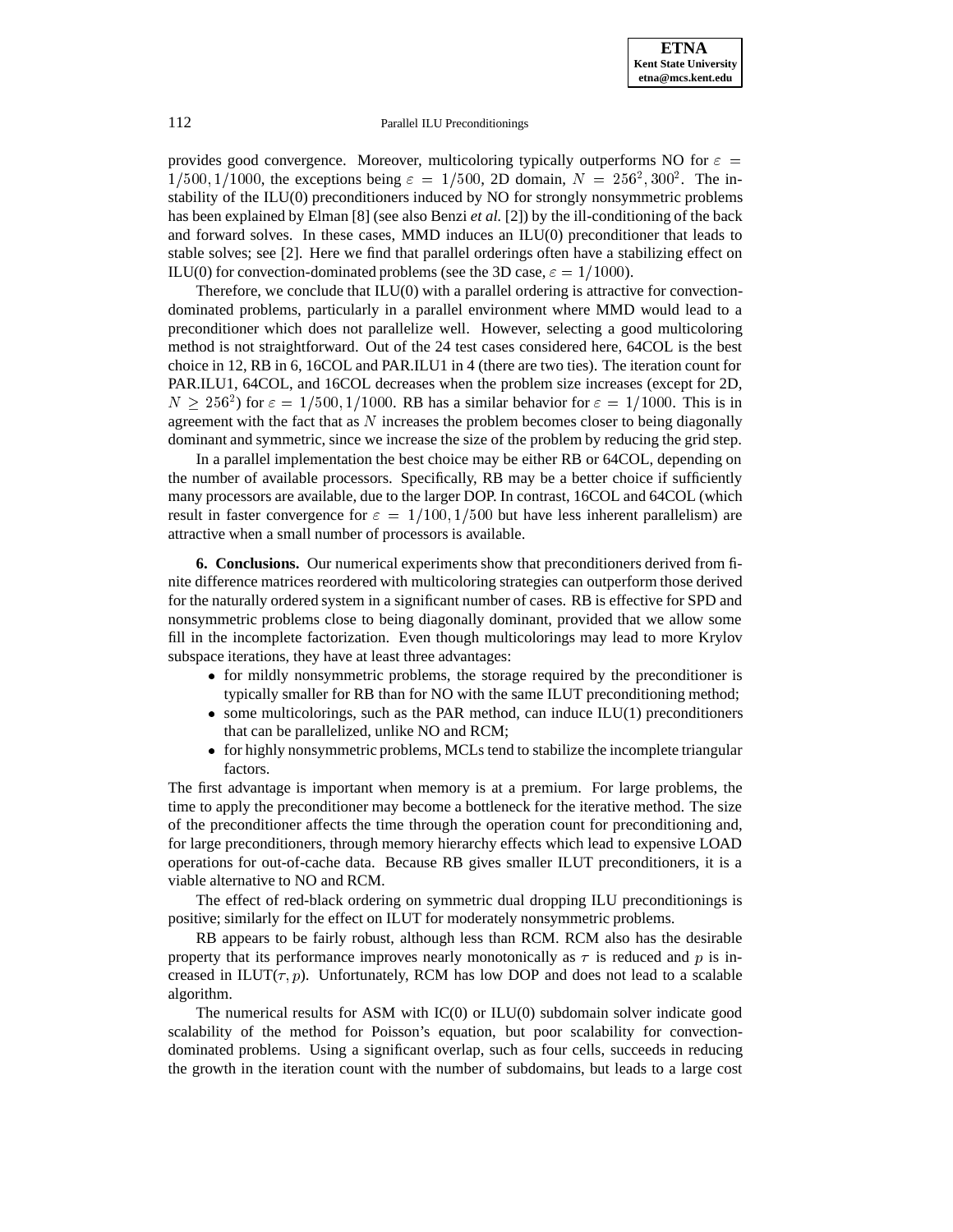provides good convergence. Moreover, multicoloring typically outperforms NO for $\varepsilon = 1/500, 1/1000$, the exceptions being $\varepsilon = 1/500$, 2D domain, $N = 256^2, 300^2$. The instability of the ILU(0) preconditioners induced by NO for strongly nonsymmetric problems has been explained by Elman [8] (see also Benzi *et al.* [2]) by the ill-conditioning of the back and forward solves. In these cases, MMD induces an ILU(0) preconditioner that leads to stable solves; see [2]. Here we find that parallel orderings often have a stabilizing effect on ILU(0) for convection-dominated problems (see the 3D case, $\varepsilon = 1/1000$).

Therefore, we conclude that ILU(0) with a parallel ordering is attractive for convection-dominated problems, particularly in a parallel environment where MMD would lead to a preconditioner which does not parallelize well. However, selecting a good multicoloring method is not straightforward. Out of the 24 test cases considered here, 64COL is the best choice in 12, RB in 6, 16COL and PAR.ILU1 in 4 (there are two ties). The iteration count for PAR.ILU1, 64COL, and 16COL decreases when the problem size increases (except for 2D, $N \geq 256^2$) for $\varepsilon = 1/500, 1/1000$. RB has a similar behavior for $\varepsilon = 1/1000$. This is in agreement with the fact that as $N$ increases the problem becomes closer to being diagonally dominant and symmetric, since we increase the size of the problem by reducing the grid step.

In a parallel implementation the best choice may be either RB or 64COL, depending on the number of available processors. Specifically, RB may be a better choice if sufficiently many processors are available, due to the larger DOP. In contrast, 16COL and 64COL (which result in faster convergence for $\varepsilon = 1/100, 1/500$ but have less inherent parallelism) are attractive when a small number of processors is available.

**6. Conclusions.** Our numerical experiments show that preconditioners derived from finite difference matrices reordered with multicoloring strategies can outperform those derived for the naturally ordered system in a significant number of cases. RB is effective for SPD and nonsymmetric problems close to being diagonally dominant, provided that we allow some fill in the incomplete factorization. Even though multicolorings may lead to more Krylov subspace iterations, they have at least three advantages:

- for mildly nonsymmetric problems, the storage required by the preconditioner is typically smaller for RB than for NO with the same ILUT preconditioning method;
- some multicolorings, such as the PAR method, can induce ILU(1) preconditioners that can be parallelized, unlike NO and RCM;
- for highly nonsymmetric problems, MCLs tend to stabilize the incomplete triangular factors.

The first advantage is important when memory is at a premium. For large problems, the time to apply the preconditioner may become a bottleneck for the iterative method. The size of the preconditioner affects the time through the operation count for preconditioning and, for large preconditioners, through memory hierarchy effects which lead to expensive LOAD operations for out-of-cache data. Because RB gives smaller ILUT preconditioners, it is a viable alternative to NO and RCM.

The effect of red-black ordering on symmetric dual dropping ILU preconditionings is positive; similarly for the effect on ILUT for moderately nonsymmetric problems.

RB appears to be fairly robust, although less than RCM. RCM also has the desirable property that its performance improves nearly monotonically as $\tau$ is reduced and $p$ is increased in ILUT($\tau, p$). Unfortunately, RCM has low DOP and does not lead to a scalable algorithm.

The numerical results for ASM with IC(0) or ILU(0) subdomain solver indicate good scalability of the method for Poisson's equation, but poor scalability for convection-dominated problems. Using a significant overlap, such as four cells, succeeds in reducing the growth in the iteration count with the number of subdomains, but leads to a large cost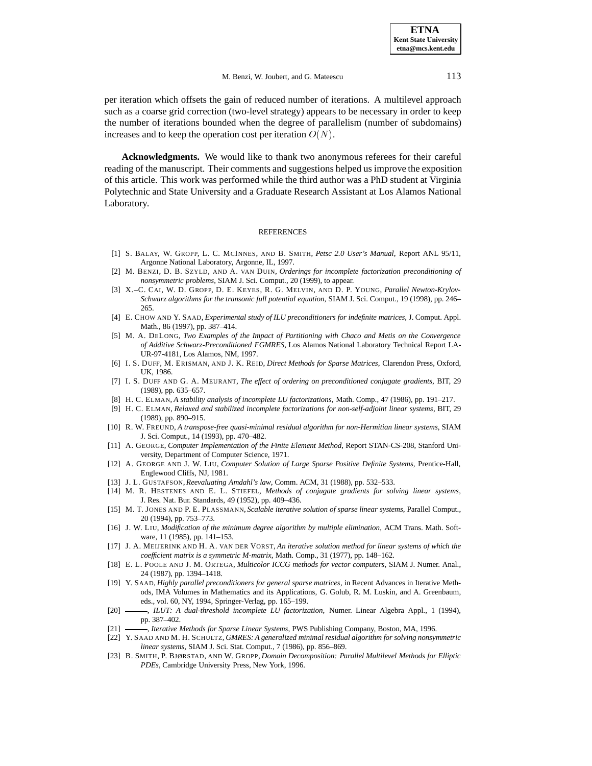per iteration which offsets the gain of reduced number of iterations. A multilevel approach such as a coarse grid correction (two-level strategy) appears to be necessary in order to keep the number of iterations bounded when the degree of parallelism (number of subdomains) increases and to keep the operation cost per iteration $O(N)$.

**Acknowledgments.** We would like to thank two anonymous referees for their careful reading of the manuscript. Their comments and suggestions helped us improve the exposition of this article. This work was performed while the third author was a PhD student at Virginia Polytechnic and State University and a Graduate Research Assistant at Los Alamos National Laboratory.

## REFERENCES

[1] S. Balay, W. Gropp, L. C. McInnes, and B. Smith, *Petsc 2.0 User's Manual*, Report ANL 95/11, Argonne National Laboratory, Argonne, IL, 1997.

[2] M. Benzi, D. B. Szyld, and A. van Duin, *Orderings for incomplete factorization preconditioning of nonsymmetric problems*, SIAM J. Sci. Comput., 20 (1999), to appear.

[3] X.–C. Cai, W. D. Gropp, D. E. Keyes, R. G. Melvin, and D. P. Young, *Parallel Newton-Krylov-Schwarz algorithms for the transonic full potential equation*, SIAM J. Sci. Comput., 19 (1998), pp. 246–265.

[4] E. Chow and Y. Saad, *Experimental study of ILU preconditioners for indefinite matrices*, J. Comput. Appl. Math., 86 (1997), pp. 387–414.

[5] M. A. DeLong, *Two Examples of the Impact of Partitioning with Chaco and Metis on the Convergence of Additive Schwarz-Preconditioned FGMRES*, Los Alamos National Laboratory Technical Report LA-UR-97-4181, Los Alamos, NM, 1997.

[6] I. S. Duff, M. Erisman, and J. K. Reid, *Direct Methods for Sparse Matrices*, Clarendon Press, Oxford, UK, 1986.

[7] I. S. Duff and G. A. Meurant, *The effect of ordering on preconditioned conjugate gradients*, BIT, 29 (1989), pp. 635–657.

[8] H. C. Elman, *A stability analysis of incomplete LU factorizations*, Math. Comp., 47 (1986), pp. 191–217.

[9] H. C. Elman, *Relaxed and stabilized incomplete factorizations for non-self-adjoint linear systems*, BIT, 29 (1989), pp. 890–915.

[10] R. W. Freund, *A transpose-free quasi-minimal residual algorithm for non-Hermitian linear systems*, SIAM J. Sci. Comput., 14 (1993), pp. 470–482.

[11] A. George, *Computer Implementation of the Finite Element Method*, Report STAN-CS-208, Stanford University, Department of Computer Science, 1971.

[12] A. George and J. W. Liu, *Computer Solution of Large Sparse Positive Definite Systems*, Prentice-Hall, Englewood Cliffs, NJ, 1981.

[13] J. L. Gustafson, *Reevaluating Amdahl's law*, Comm. ACM, 31 (1988), pp. 532–533.

[14] M. R. Hestenes and E. L. Stiefel, *Methods of conjugate gradients for solving linear systems*, J. Res. Nat. Bur. Standards, 49 (1952), pp. 409–436.

[15] M. T. Jones and P. E. Plassmann, *Scalable iterative solution of sparse linear systems*, Parallel Comput., 20 (1994), pp. 753–773.

[16] J. W. Liu, *Modification of the minimum degree algorithm by multiple elimination*, ACM Trans. Math. Software, 11 (1985), pp. 141–153.

[17] J. A. Meijerink and H. A. van der Vorst, *An iterative solution method for linear systems of which the coefficient matrix is a symmetric M-matrix*, Math. Comp., 31 (1977), pp. 148–162.

[18] E. L. Poole and J. M. Ortega, *Multicolor ICCG methods for vector computers*, SIAM J. Numer. Anal., 24 (1987), pp. 1394–1418.

[19] Y. Saad, *Highly parallel preconditioners for general sparse matrices*, in Recent Advances in Iterative Methods, IMA Volumes in Mathematics and its Applications, G. Golub, R. M. Luskin, and A. Greenbaum, eds., vol. 60, NY, 1994, Springer-Verlag, pp. 165–199.

[20] ———, *ILUT: A dual-threshold incomplete LU factorization*, Numer. Linear Algebra Appl., 1 (1994), pp. 387–402.

[21] ———, *Iterative Methods for Sparse Linear Systems*, PWS Publishing Company, Boston, MA, 1996.

[22] Y. Saad and M. H. Schultz, *GMRES: A generalized minimal residual algorithm for solving nonsymmetric linear systems*, SIAM J. Sci. Stat. Comput., 7 (1986), pp. 856–869.

[23] B. Smith, P. Bjørstad, and W. Gropp, *Domain Decomposition: Parallel Multilevel Methods for Elliptic PDEs*, Cambridge University Press, New York, 1996.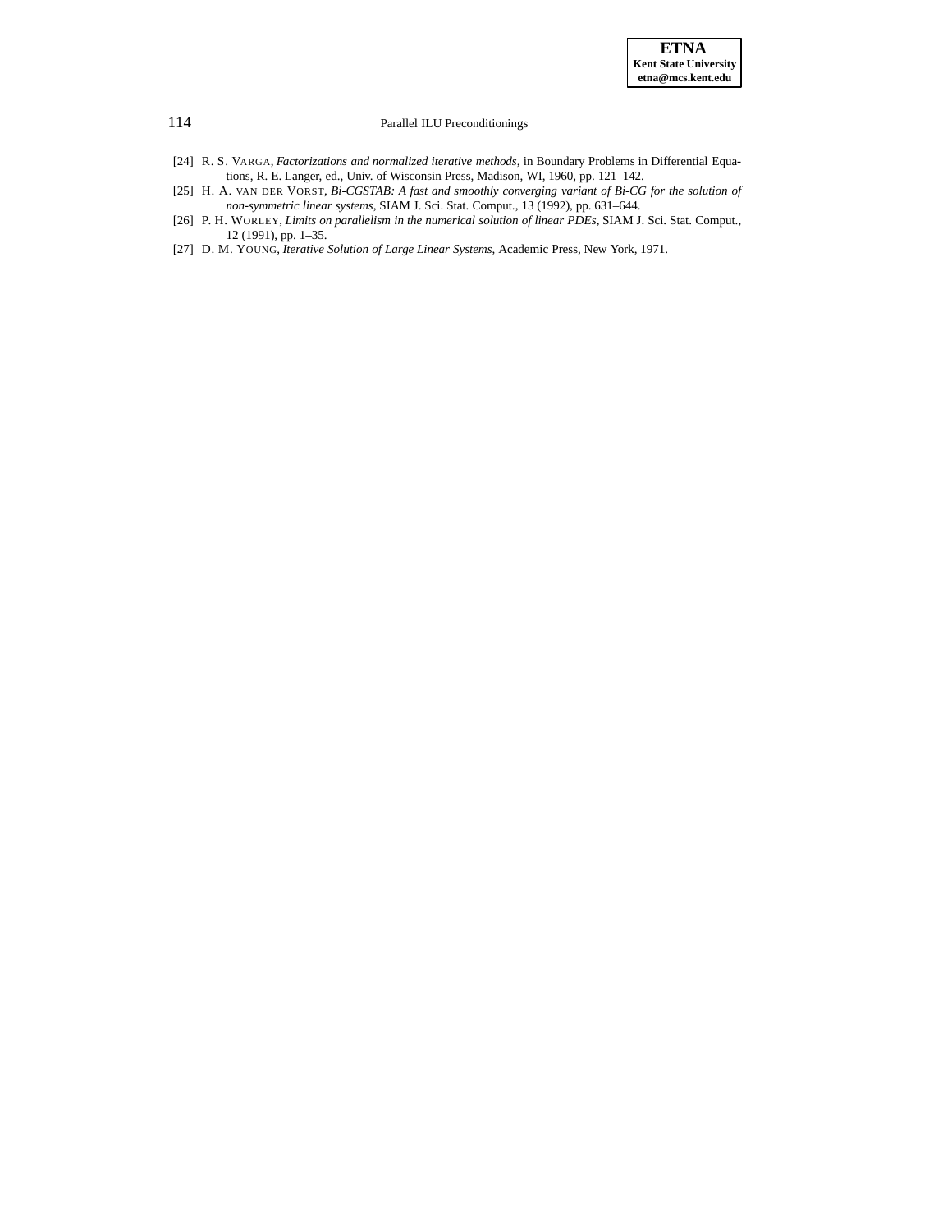[24] R. S. Varga, *Factorizations and normalized iterative methods*, in Boundary Problems in Differential Equations, R. E. Langer, ed., Univ. of Wisconsin Press, Madison, WI, 1960, pp. 121–142.

[25] H. A. van der Vorst, *Bi-CGSTAB: A fast and smoothly converging variant of Bi-CG for the solution of non-symmetric linear systems*, SIAM J. Sci. Stat. Comput., 13 (1992), pp. 631–644.

[26] P. H. Worley, *Limits on parallelism in the numerical solution of linear PDEs*, SIAM J. Sci. Stat. Comput., 12 (1991), pp. 1–35.

[27] D. M. Young, *Iterative Solution of Large Linear Systems*, Academic Press, New York, 1971.